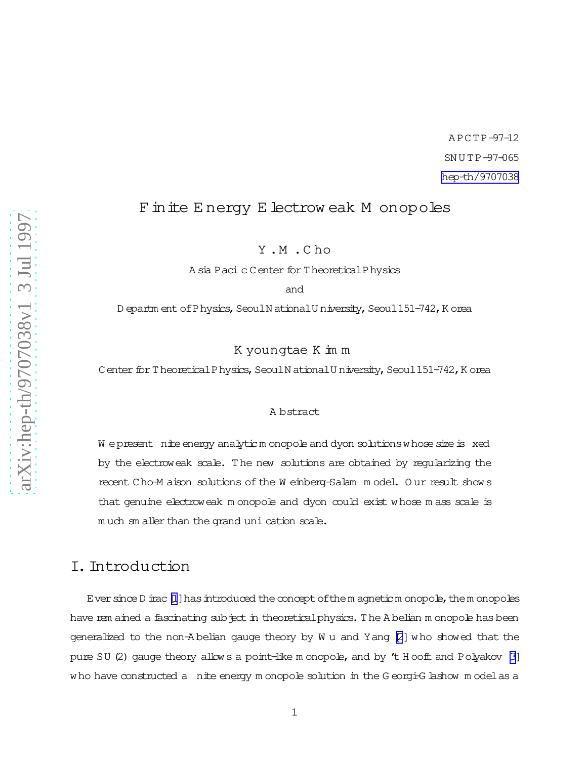APCTP-97-12

SNUTP-97-065

hep-th/9707038

# Finite Energy Electroweak Monopoles

Y. M. Cho

Asia Pacific Center for Theoretical Physics

and

Department of Physics, Seoul National University, Seoul 151-742, Korea

Kyoungtae Kimm

Center for Theoretical Physics, Seoul National University, Seoul 151-742, Korea

### Abstract

We present finite energy analytic monopole and dyon solutions whose size is fixed by the electroweak scale. The new solutions are obtained by regularizing the recent Cho-Maison solutions of the Weinberg-Salam model. Our result shows that genuine electroweak monopole and dyon could exist whose mass scale is much smaller than the grand unification scale.

## I. Introduction

Ever since Dirac [1] has introduced the concept of the magnetic monopole, the monopoles have remained a fascinating subject in theoretical physics. The Abelian monopole has been generalized to the non-Abelian gauge theory by Wu and Yang [2] who showed that the pure SU(2) gauge theory allows a point-like monopole, and by 't Hooft and Polyakov [3] who have constructed a finite energy monopole solution in the Georgi-Glashow model as a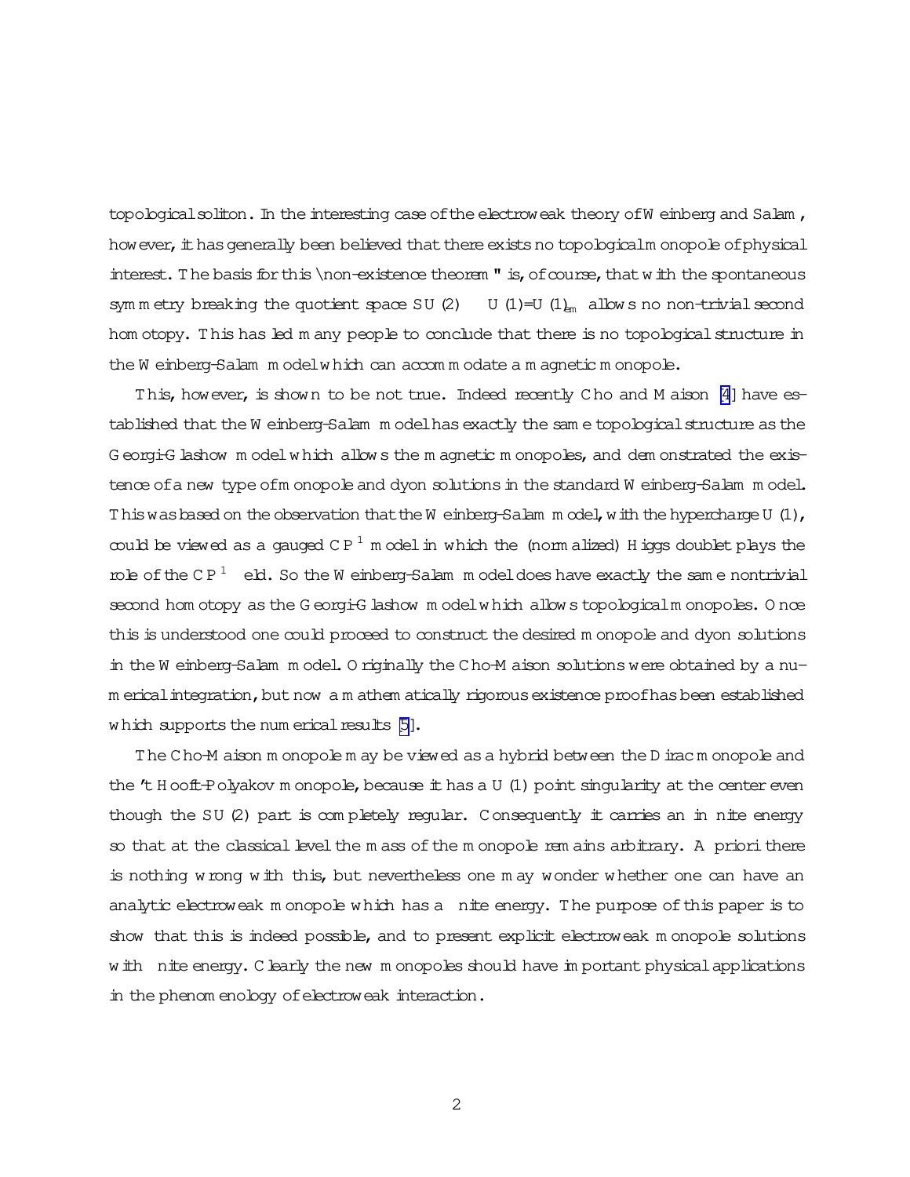topological soliton. In the interesting case of the electroweak theory of Weinberg and Salam, however, it has generally been believed that there exists no topological monopole of physical interest. The basis for this "non-existence theorem" is, of course, that with the spontaneous symmetry breaking the quotient space $SU(2) \times U(1)/U(1)_{em}$ allows no non-trivial second homotopy. This has led many people to conclude that there is no topological structure in the Weinberg-Salam model which can accommodate a magnetic monopole.

This, however, is shown to be not true. Indeed recently Cho and Maison [4] have established that the Weinberg-Salam model has exactly the same topological structure as the Georgi-Glashow model which allows the magnetic monopoles, and demonstrated the existence of a new type of monopole and dyon solutions in the standard Weinberg-Salam model. This was based on the observation that the Weinberg-Salam model, with the hypercharge $U(1)$, could be viewed as a gauged $CP^1$ model in which the (normalized) Higgs doublet plays the role of the $CP^1$ field. So the Weinberg-Salam model does have exactly the same nontrivial second homotopy as the Georgi-Glashow model which allows topological monopoles. Once this is understood one could proceed to construct the desired monopole and dyon solutions in the Weinberg-Salam model. Originally the Cho-Maison solutions were obtained by a numerical integration, but now a mathematically rigorous existence proof has been established which supports the numerical results [5].

The Cho-Maison monopole may be viewed as a hybrid between the Dirac monopole and the 't Hooft-Polyakov monopole, because it has a $U(1)$ point singularity at the center even though the $SU(2)$ part is completely regular. Consequently it carries an infinite energy so that at the classical level the mass of the monopole remains arbitrary. A priori there is nothing wrong with this, but nevertheless one may wonder whether one can have an analytic electroweak monopole which has a finite energy. The purpose of this paper is to show that this is indeed possible, and to present explicit electroweak monopole solutions with finite energy. Clearly the new monopoles should have important physical applications in the phenomenology of electroweak interaction.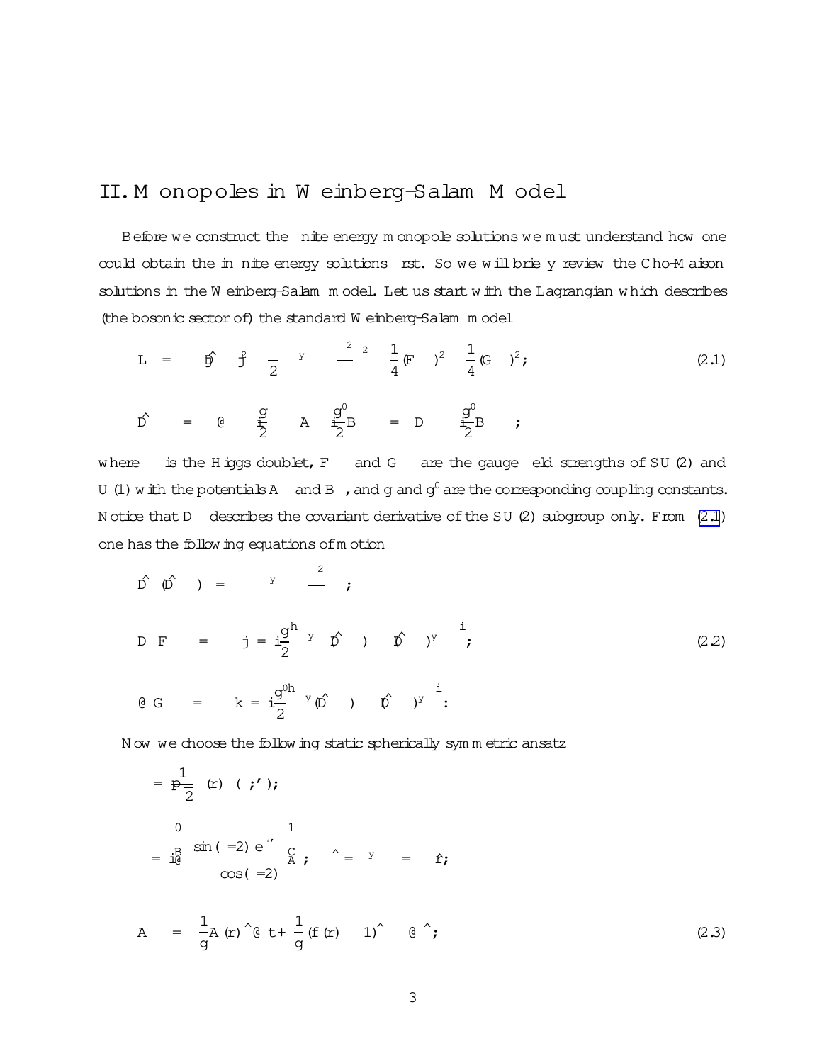## II. Monopoles in Weinberg-Salam Model

Before we construct the finite energy monopole solutions we must understand how one could obtain the infinite energy solutions first. So we will briefly review the Cho-Maison solutions in the Weinberg-Salam model. Let us start with the Lagrangian which describes (the bosonic sector of) the standard Weinberg-Salam model

$$\mathcal{L} = -|\hat{D}_\mu \phi|^2 - \frac{\lambda}{2}\Big(\phi^\dagger\phi - \frac{\mu^2}{\lambda}\Big)^2 - \frac{1}{4}(\vec{F}_{\mu\nu})^2 - \frac{1}{4}(G_{\mu\nu})^2, \tag{2.1}$$

$$\hat{D}_\mu\phi = \Big(\partial_\mu - i\frac{g}{2}\vec{\tau}\cdot\vec{A}_\mu - i\frac{g'}{2}B_\mu\Big)\phi = \Big(D_\mu - i\frac{g'}{2}B_\mu\Big)\phi,$$

where $\phi$ is the Higgs doublet, $\vec{F}_{\mu\nu}$ and $G_{\mu\nu}$ are the gauge field strengths of $SU(2)$ and $U(1)$ with the potentials $\vec{A}_\mu$ and $B_\mu$, and $g$ and $g'$ are the corresponding coupling constants. Notice that $D_\mu$ describes the covariant derivative of the $SU(2)$ subgroup only. From (2.1) one has the following equations of motion

$$\hat{D}_\mu(\hat{D}_\mu\phi) = \lambda\Big(\phi^\dagger\phi - \frac{\mu^2}{\lambda}\Big)\phi,$$

$$D_\mu \vec{F}_{\mu\nu} = \vec{j}_\nu = i\frac{g}{2}\Big[\phi^\dagger\vec{\tau}(\hat{D}_\nu\phi) - (\hat{D}_\nu\phi)^\dagger\vec{\tau}\phi\Big], \tag{2.2}$$

$$\partial_\mu G_{\mu\nu} = k_\nu = i\frac{g'}{2}\Big[\phi^\dagger(\hat{D}_\nu\phi) - (\hat{D}_\nu\phi)^\dagger\phi\Big].$$

Now we choose the following static spherically symmetric ansatz

$$\phi = \frac{1}{\sqrt{2}}\rho(r)\,\xi(\theta,\varphi),$$

$$\xi = i\begin{pmatrix} \sin(\theta/2)\,e^{-i\varphi} \\ -\cos(\theta/2) \end{pmatrix}, \qquad \hat{\phi} = \xi^\dagger\vec{\tau}\,\xi = -\hat{r},$$

$$\vec{A}_\mu = \frac{1}{g}A(r)\hat{\phi}\,\partial_\mu t + \frac{1}{g}(f(r)-1)\,\hat{\phi}\times\partial_\mu\hat{\phi}, \tag{2.3}$$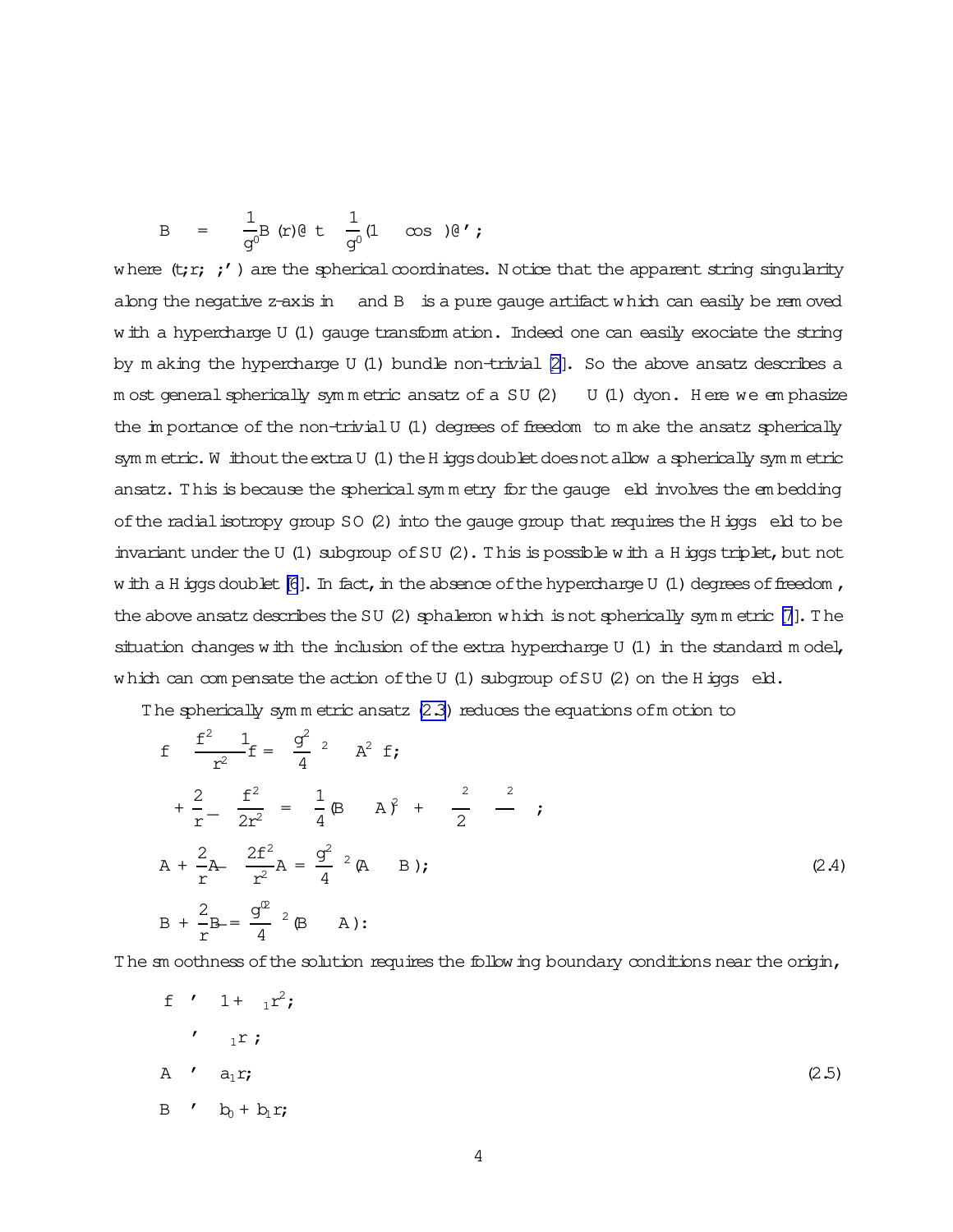$$B_\mu = \frac{1}{g'}B(r)\partial_\mu t - \frac{1}{g'}(1-\cos\theta)\partial_\mu\varphi;$$

where $(t, r, \theta, \varphi)$ are the spherical coordinates. Notice that the apparent string singularity along the negative z-axis in $\xi$ and $B_\mu$ is a pure gauge artifact which can easily be removed with a hypercharge U(1) gauge transformation. Indeed one can easily exociate the string by making the hypercharge U(1) bundle non-trivial [2]. So the above ansatz describes a most general spherically symmetric ansatz of a SU(2) × U(1) dyon. Here we emphasize the importance of the non-trivial U(1) degrees of freedom to make the ansatz spherically symmetric. Without the extra U(1) the Higgs doublet does not allow a spherically symmetric ansatz. This is because the spherical symmetry for the gauge field involves the embedding of the radial isotropy group SO(2) into the gauge group that requires the Higgs field to be invariant under the U(1) subgroup of SU(2). This is possible with a Higgs triplet, but not with a Higgs doublet [6]. In fact, in the absence of the hypercharge U(1) degrees of freedom, the above ansatz describes the SU(2) sphaleron which is not spherically symmetric [7]. The situation changes with the inclusion of the extra hypercharge U(1) in the standard model, which can compensate the action of the U(1) subgroup of SU(2) on the Higgs field.

The spherically symmetric ansatz (2.3) reduces the equations of motion to

$$
\begin{aligned}
&\ddot{f} - \frac{f^2-1}{r^2}f = \left(\frac{g^2}{4}\rho^2 - A^2\right)f;\\
&\ddot{\rho} + \frac{2}{r}\dot{\rho} - \frac{f^2}{2r^2}\rho = -\frac{1}{4}(B-A)^2\rho + \frac{\lambda}{2}\left(\rho^2 - \frac{\mu^2}{\lambda}\right)\rho;\\
&\ddot{A} + \frac{2}{r}\dot{A} - \frac{2f^2}{r^2}A = \frac{g^2}{4}\rho^2(A-B);\\
&\ddot{B} + \frac{2}{r}\dot{B} = \frac{g'^2}{4}\rho^2(B-A):
\end{aligned}
\tag{2.4}
$$

The smoothness of the solution requires the following boundary conditions near the origin,

$$
\begin{aligned}
&f \simeq 1 + \alpha_1 r^2;\\
&\rho \simeq \beta_1 r;\\
&A \simeq a_1 r;\\
&B \simeq b_0 + b_1 r;
\end{aligned}
\tag{2.5}
$$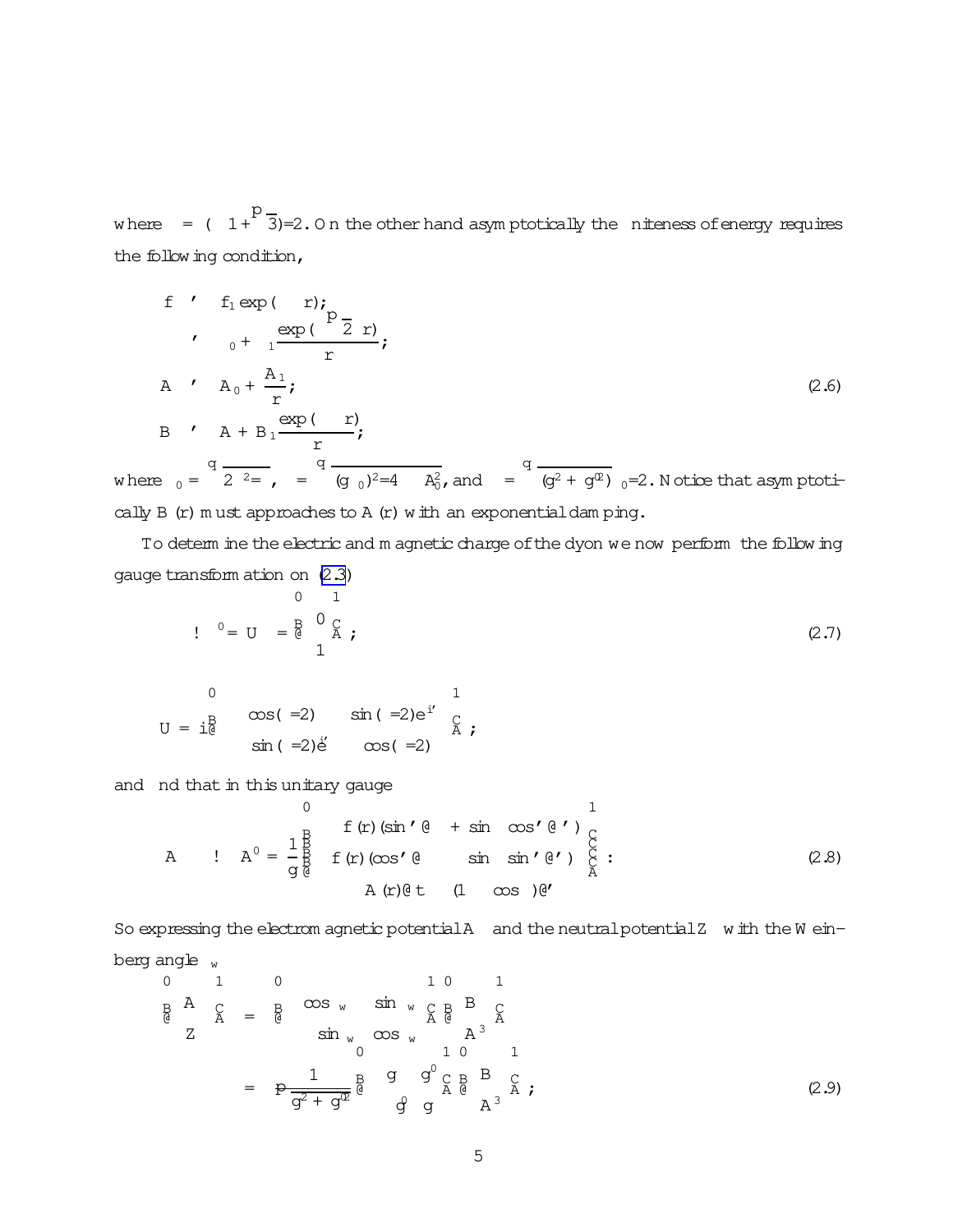where $\kappa = (1+\sqrt{3})/2$. On the other hand asymptotically the finiteness of energy requires the following condition,

$$
\begin{aligned}
f &\simeq f_1 \exp(-\omega r), \\
\rho &\simeq \rho_0 + \rho_1 \frac{\exp(-\sqrt{2}\mu r)}{r}, \\
A &\simeq A_0 + \frac{A_1}{r}, \\
B &\simeq A + B_1 \frac{\exp(-\nu r)}{r},
\end{aligned}
\tag{2.6}
$$

where $\rho_0 = \sqrt{2\mu^2/\lambda}$, $\omega = \sqrt{(g\rho_0)^2/4 - A_0^2}$, and $\nu = \sqrt{(g^2 + g'^2)}\rho_0/2$. Notice that asymptotically $B(r)$ must approaches to $A(r)$ with an exponential damping.

To determine the electric and magnetic charge of the dyon we now perform the following gauge transformation on (2.3)

$$
\xi \rightarrow \xi' = U\xi = \begin{pmatrix} 0 \\ 1 \end{pmatrix},
\tag{2.7}
$$

$$
U = i \begin{pmatrix} \cos(\theta/2) & \sin(\theta/2)e^{-i\varphi} \\ -\sin(\theta/2)e^{i\varphi} & \cos(\theta/2) \end{pmatrix},
$$

and find that in this unitary gauge

$$
\vec{A}_\mu \rightarrow \vec{A}'_\mu = \frac{1}{g} \begin{pmatrix} -f(r)(\sin\varphi\partial_\mu\theta + \sin\theta\cos\varphi\partial_\mu\varphi) \\ f(r)(\cos\varphi\partial_\mu\theta - \sin\theta\sin\varphi\partial_\mu\varphi) \\ A(r)\partial_\mu t - (1-\cos\theta)\partial_\mu\varphi \end{pmatrix}.
\tag{2.8}
$$

So expressing the electromagnetic potential $A_\mu$ and the neutral potential $Z_\mu$ with the Weinberg angle $\theta_w$

$$
\begin{aligned}
\begin{pmatrix} A_\mu \\ Z_\mu \end{pmatrix} &= \begin{pmatrix} \cos\theta_w & \sin\theta_w \\ -\sin\theta_w & \cos\theta_w \end{pmatrix} \begin{pmatrix} B_\mu \\ A^3_\mu \end{pmatrix} \\
&= \frac{1}{\sqrt{g^2 + g'^2}} \begin{pmatrix} g & g' \\ -g' & g \end{pmatrix} \begin{pmatrix} B_\mu \\ A^3_\mu \end{pmatrix},
\end{aligned}
\tag{2.9}
$$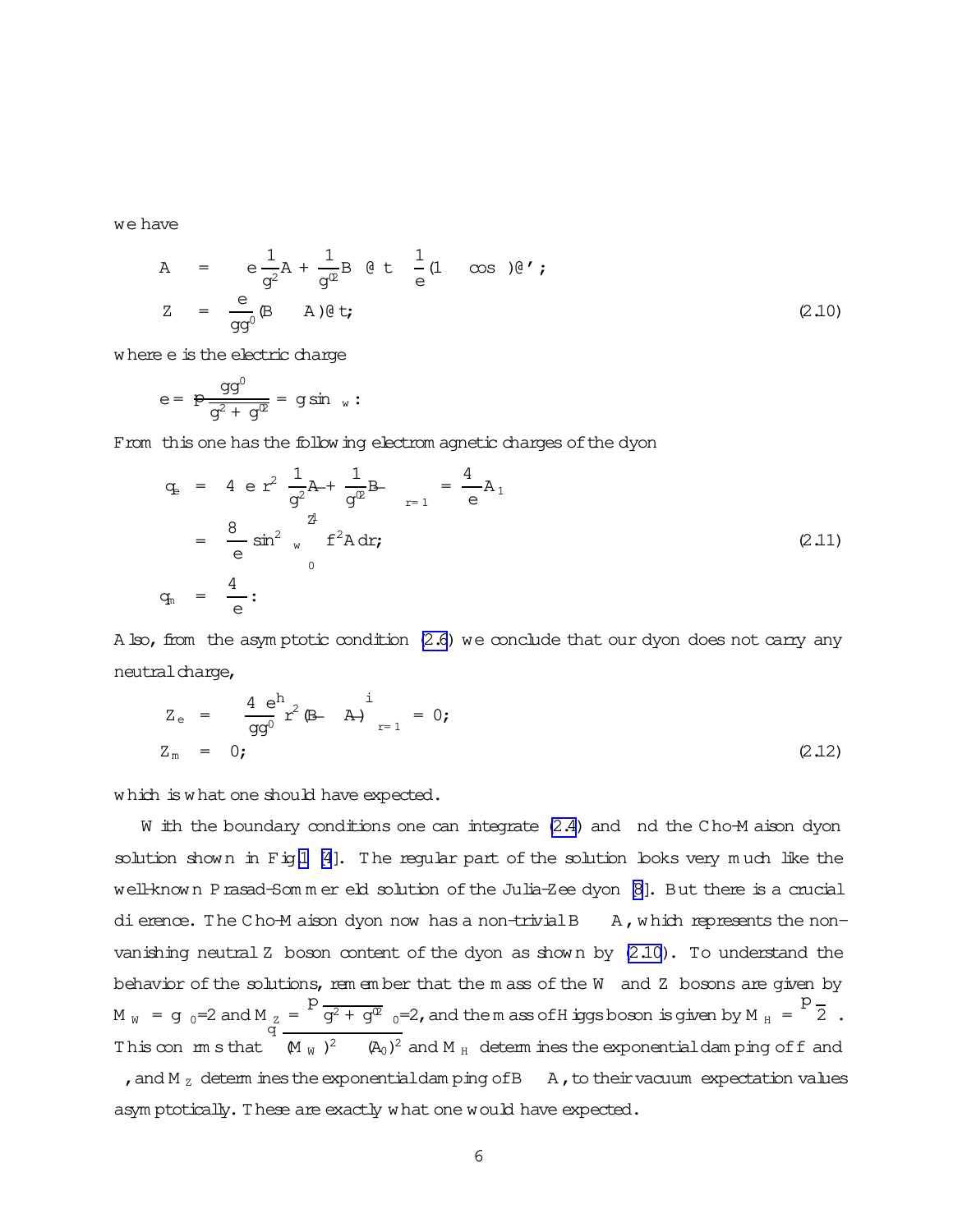we have

$$
\begin{aligned}
A_\mu &= e\left(\frac{1}{g^2}A + \frac{1}{g'^2}B\right)\partial_\mu t - \frac{1}{e}(1-\cos\theta)\partial_\mu\varphi, \\
Z_\mu &= \frac{e}{gg'}(B-A)\partial_\mu t,
\end{aligned}
\tag{2.10}
$$

where $e$ is the electric charge

$$
e = \frac{gg'}{\sqrt{g^2+g'^2}} = g\sin\theta_w.
$$

From this one has the following electromagnetic charges of the dyon

$$
\begin{aligned}
q_e &= -\frac{4\pi e}{}r^2\left(\frac{1}{g^2}\dot{A} + \frac{1}{g'^2}\dot{B}\right)\Big|_{r=\infty} = \frac{4\pi}{e}A_1 \\
&= \frac{8\pi}{e}\sin^2\theta_w\int_0^\infty f^2 A\,dr, \\
q_m &= \frac{4\pi}{e}.
\end{aligned}
\tag{2.11}
$$

Also, from the asymptotic condition (2.6) we conclude that our dyon does not carry any neutral charge,

$$
\begin{aligned}
Z_e &= -\frac{4\pi e}{gg'}\left[r^2(\dot{B}-\dot{A})\right]\Big|_{r=\infty} = 0, \\
Z_m &= 0,
\end{aligned}
\tag{2.12}
$$

which is what one should have expected.

With the boundary conditions one can integrate (2.4) and find the Cho-Maison dyon solution shown in Fig.1 [4]. The regular part of the solution looks very much like the well-known Prasad-Sommerfield solution of the Julia-Zee dyon [8]. But there is a crucial difference. The Cho-Maison dyon now has a non-trivial $B-A$, which represents the non-vanishing neutral $Z$ boson content of the dyon as shown by (2.10). To understand the behavior of the solutions, remember that the mass of the $W$ and $Z$ bosons are given by $M_W = g\rho_0/2$ and $M_Z = \sqrt{g^2+g'^2}\rho_0/2$, and the mass of Higgs boson is given by $M_H = \sqrt{2}\mu$. This confirms that $\sqrt{(M_W)^2-(A_0)^2}$ and $M_H$ determines the exponential damping of $f$ and $\rho$, and $M_Z$ determines the exponential damping of $B-A$, to their vacuum expectation values asymptotically. These are exactly what one would have expected.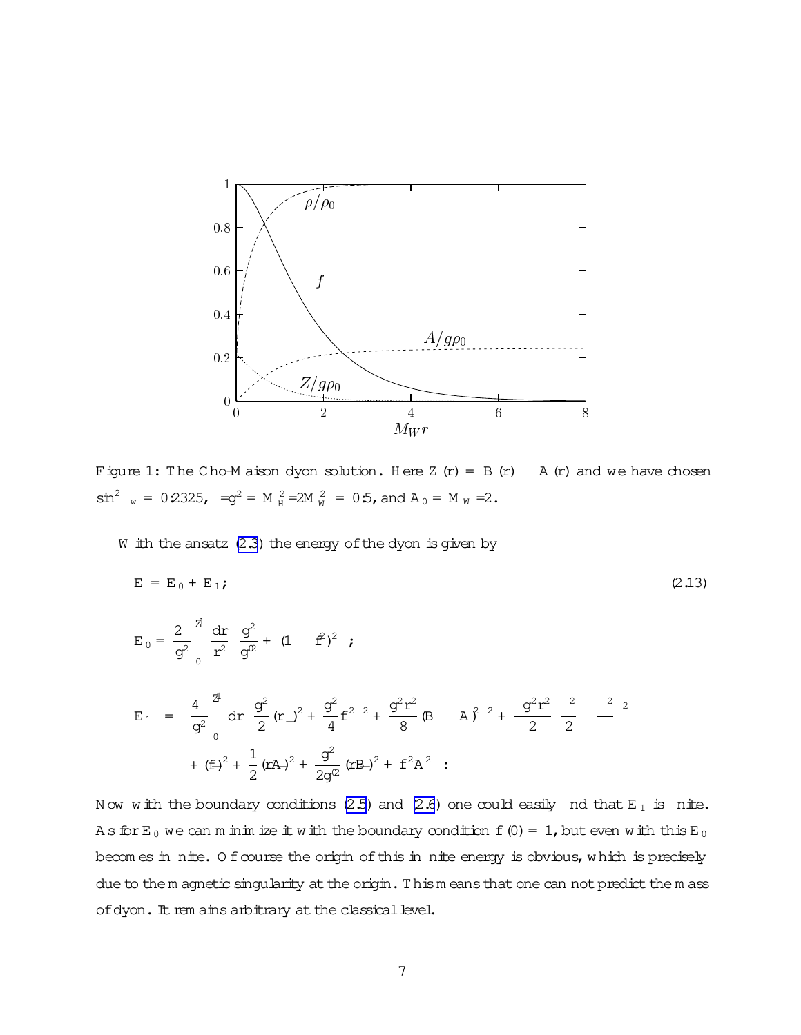Figure 1: The Cho-Maison dyon solution. Here $Z(r) = B(r) - A(r)$ and we have chosen $\sin^2\theta_w = 0.2325$, $\lambda/g^2 = M_H^2/2M_W^2 = 0.5$, and $A_0 = M_W/2$.

With the ansatz (2.3) the energy of the dyon is given by

$$E = E_0 + E_1, \tag{2.13}$$

$$E_0 = \frac{2\pi}{g^2}\int_0^\infty \frac{dr}{r^2}\left\{\frac{g^2}{g'^2} + (1-f^2)^2\right\},$$

$$\begin{aligned}
E_1 = \frac{4\pi}{g^2}\int_0^\infty dr \bigg\{ & \frac{g^2}{2}(r\dot{\rho})^2 + \frac{g^2}{4}f^2\rho^2 + \frac{g^2 r^2}{8}(B-A)^2\rho^2 + \frac{\lambda g^2 r^2}{2}\left(\rho^2 - \frac{\mu^2}{\lambda}\right)^2 \\
& + (\dot{f})^2 + \frac{1}{2}(r\dot{A})^2 + \frac{g^2}{2g'^2}(r\dot{B})^2 + f^2A^2\bigg\}.
\end{aligned}$$

Now with the boundary conditions (2.5) and (2.6) one could easily find that $E_1$ is finite. As for $E_0$ we can minimize it with the boundary condition $f(0) = 1$, but even with this $E_0$ becomes infinite. Of course the origin of this infinite energy is obvious, which is precisely due to the magnetic singularity at the origin. This means that one can not predict the mass of dyon. It remains arbitrary at the classical level.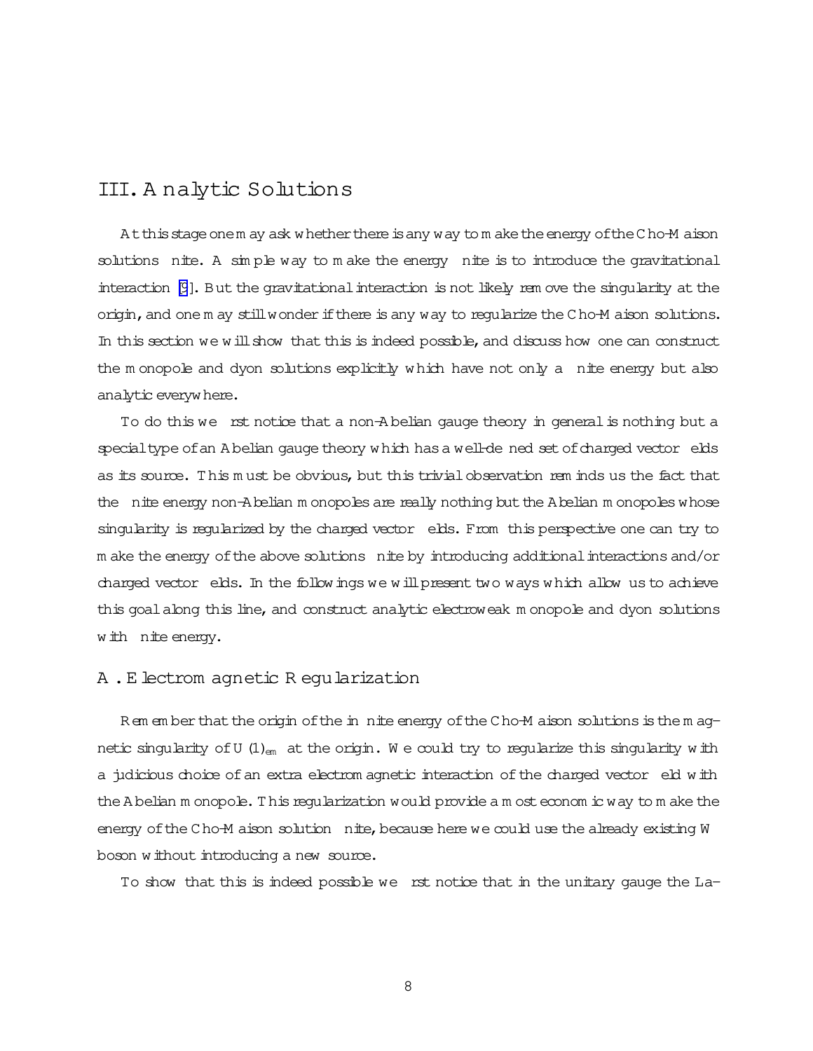## III. Analytic Solutions

At this stage one may ask whether there is any way to make the energy of the Cho-Maison solutions finite. A simple way to make the energy finite is to introduce the gravitational interaction [9]. But the gravitational interaction is not likely remove the singularity at the origin, and one may still wonder if there is any way to regularize the Cho-Maison solutions. In this section we will show that this is indeed possible, and discuss how one can construct the monopole and dyon solutions explicitly which have not only a finite energy but also analytic everywhere.

To do this we first notice that a non-Abelian gauge theory in general is nothing but a special type of an Abelian gauge theory which has a well-defined set of charged vector fields as its source. This must be obvious, but this trivial observation reminds us the fact that the finite energy non-Abelian monopoles are really nothing but the Abelian monopoles whose singularity is regularized by the charged vector fields. From this perspective one can try to make the energy of the above solutions finite by introducing additional interactions and/or charged vector fields. In the followings we will present two ways which allow us to achieve this goal along this line, and construct analytic electroweak monopole and dyon solutions with finite energy.

### A. Electromagnetic Regularization

Remember that the origin of the infinite energy of the Cho-Maison solutions is the magnetic singularity of $U(1)_{em}$ at the origin. We could try to regularize this singularity with a judicious choice of an extra electromagnetic interaction of the charged vector field with the Abelian monopole. This regularization would provide a most economic way to make the energy of the Cho-Maison solution finite, because here we could use the already existing W boson without introducing a new source.

To show that this is indeed possible we first notice that in the unitary gauge the La-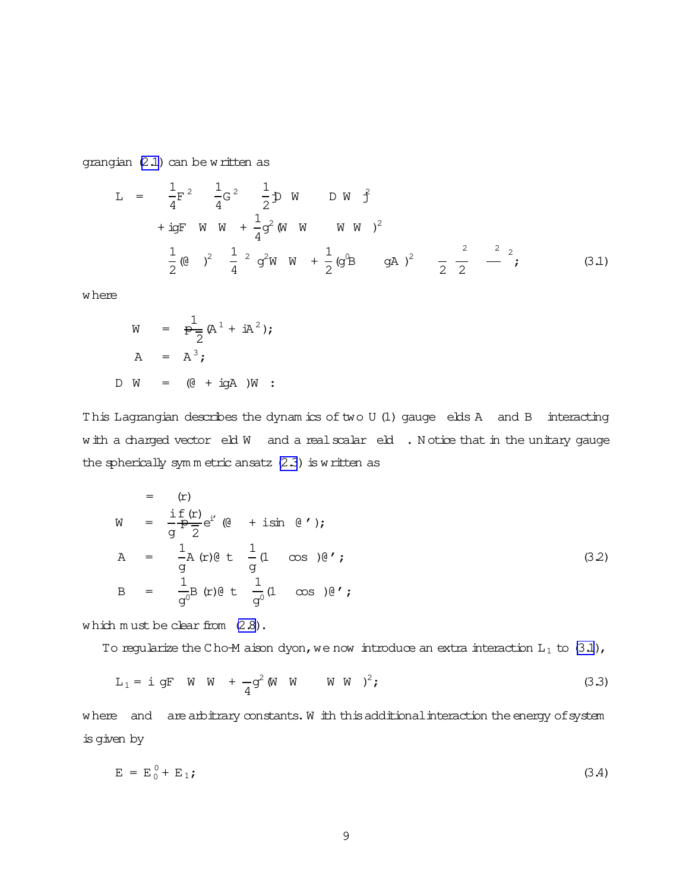grangian (2.1) can be written as

$$
\begin{aligned}
\mathcal{L} = & -\frac{1}{4}F_{\mu\nu}^2 - \frac{1}{4}G_{\mu\nu}^2 - \frac{1}{2}|D_\mu W_\nu - D_\nu W_\mu|^2 \\
& + igF_{\mu\nu}W_\mu^* W_\nu + \frac{1}{4}g^2(W_\mu^* W_\nu - W_\nu^* W_\mu)^2 \\
& - \frac{1}{2}(\partial_\mu \rho)^2 - \frac{1}{4}\rho^2 g^2 W_\mu^* W_\mu + \frac{1}{2}(g' B_\mu - gA_\mu)^2 - \frac{\lambda}{2}\left(\frac{\rho^2}{2} - \frac{\mu^2}{\lambda}\right)^2,
\end{aligned}
\tag{3.1}
$$

where

$$
\begin{aligned}
W_\mu &= \frac{1}{\sqrt{2}}(A_\mu^1 + iA_\mu^2); \\
A_\mu &= A_\mu^3; \\
D_\mu W_\nu &= (\partial_\mu + igA_\mu)W_\nu :
\end{aligned}
$$

This Lagrangian describes the dynamics of two U(1) gauge fields $A_\mu$ and $B_\mu$ interacting with a charged vector field $W_\mu$ and a real scalar field $\rho$. Notice that in the unitary gauge the spherically symmetric ansatz (2.3) is written as

$$
\begin{aligned}
\rho &= \rho(r) \\
W_\mu &= \frac{i}{g}\frac{f(r)}{\sqrt{2}}e^{i\varphi}(\partial_\mu\theta + i\sin\theta\,\partial_\mu\varphi); \\
A_\mu &= \frac{1}{g}A(r)\partial_\mu t - \frac{1}{g}(1-\cos\theta)\partial_\mu\varphi; \\
B_\mu &= \frac{1}{g'}B(r)\partial_\mu t - \frac{1}{g'}(1-\cos\theta)\partial_\mu\varphi;
\end{aligned}
\tag{3.2}
$$

which must be clear from (2.8).

To regularize the Cho-Maison dyon, we now introduce an extra interaction $\mathcal{L}_1$ to (3.1),

$$
\mathcal{L}_1 = i\alpha gF_{\mu\nu}W_\mu^* W_\nu + \frac{\beta}{4}g^2(W_\mu^* W_\nu - W_\nu^* W_\mu)^2, \tag{3.3}
$$

where $\alpha$ and $\beta$ are arbitrary constants. With this additional interaction the energy of system is given by

$$
E = E_0^0 + E_1, \tag{3.4}
$$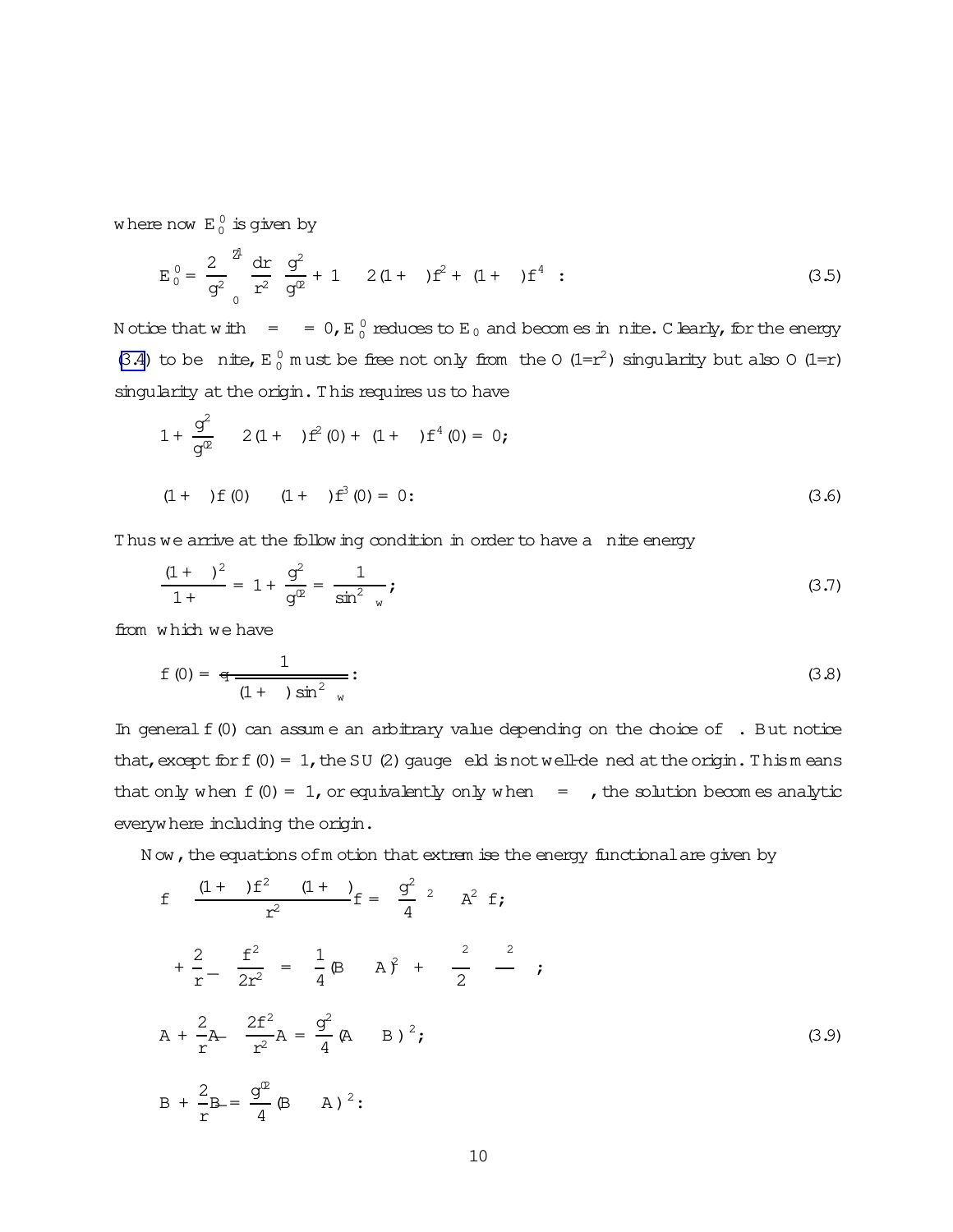where now $E_0^{\prime}$ is given by

$$
E_0^{\prime} = \frac{2\pi}{g^2} \int_0^{\infty} \frac{dr}{r^2} \Big\{ \frac{g^2}{g'^2} + 1 - 2(1+\alpha) f^2 + (1+\beta) f^4 \Big\}. \tag{3.5}
$$

Notice that with $\alpha = \beta = 0$, $E_0^{\prime}$ reduces to $E_0$ and becomes infinite. Clearly, for the energy (3.4) to be finite, $E_0^{\prime}$ must be free not only from the $O(1/r^2)$ singularity but also $O(1/r)$ singularity at the origin. This requires us to have

$$
1 + \frac{g^2}{g'^2} - 2(1+\alpha) f^2(0) + (1+\beta) f^4(0) = 0,
$$

$$
(1+\alpha) f(0) - (1+\beta) f^3(0) = 0. \tag{3.6}
$$

Thus we arrive at the following condition in order to have a finite energy

$$
\frac{(1+\alpha)^2}{1+\beta} = 1 + \frac{g^2}{g'^2} = \frac{1}{\sin^2\theta_w}, \tag{3.7}
$$

from which we have

$$
f(0) = \frac{1}{\sqrt{(1+\alpha)\sin^2\theta_w}}. \tag{3.8}
$$

In general $f(0)$ can assume an arbitrary value depending on the choice of $\alpha$. But notice that, except for $f(0) = 1$, the $SU(2)$ gauge field is not well-defined at the origin. This means that only when $f(0) = 1$, or equivalently only when $\alpha = \beta$, the solution becomes analytic everywhere including the origin.

Now, the equations of motion that extremise the energy functional are given by

$$
\ddot{f} - \frac{(1+\beta) f^2 - (1+\alpha)}{r^2} f = \Big( \frac{g^2}{4}\rho^2 - A^2 \Big) f,
$$

$$
\ddot{\rho} + \frac{2}{r}\dot{\rho} - \frac{f^2}{2r^2}\rho = -\frac{1}{4}(B - A)^2 \rho + \frac{\lambda}{2}\Big(\rho^2 - \frac{\mu^2}{\lambda}\Big)\rho,
$$

$$
\ddot{A} + \frac{2}{r}\dot{A} - \frac{2f^2}{r^2} A = \frac{g^2}{4}(A - B)\rho^2, \tag{3.9}
$$

$$
\ddot{B} + \frac{2}{r}\dot{B} = \frac{g'^2}{4}(B - A)\rho^2.
$$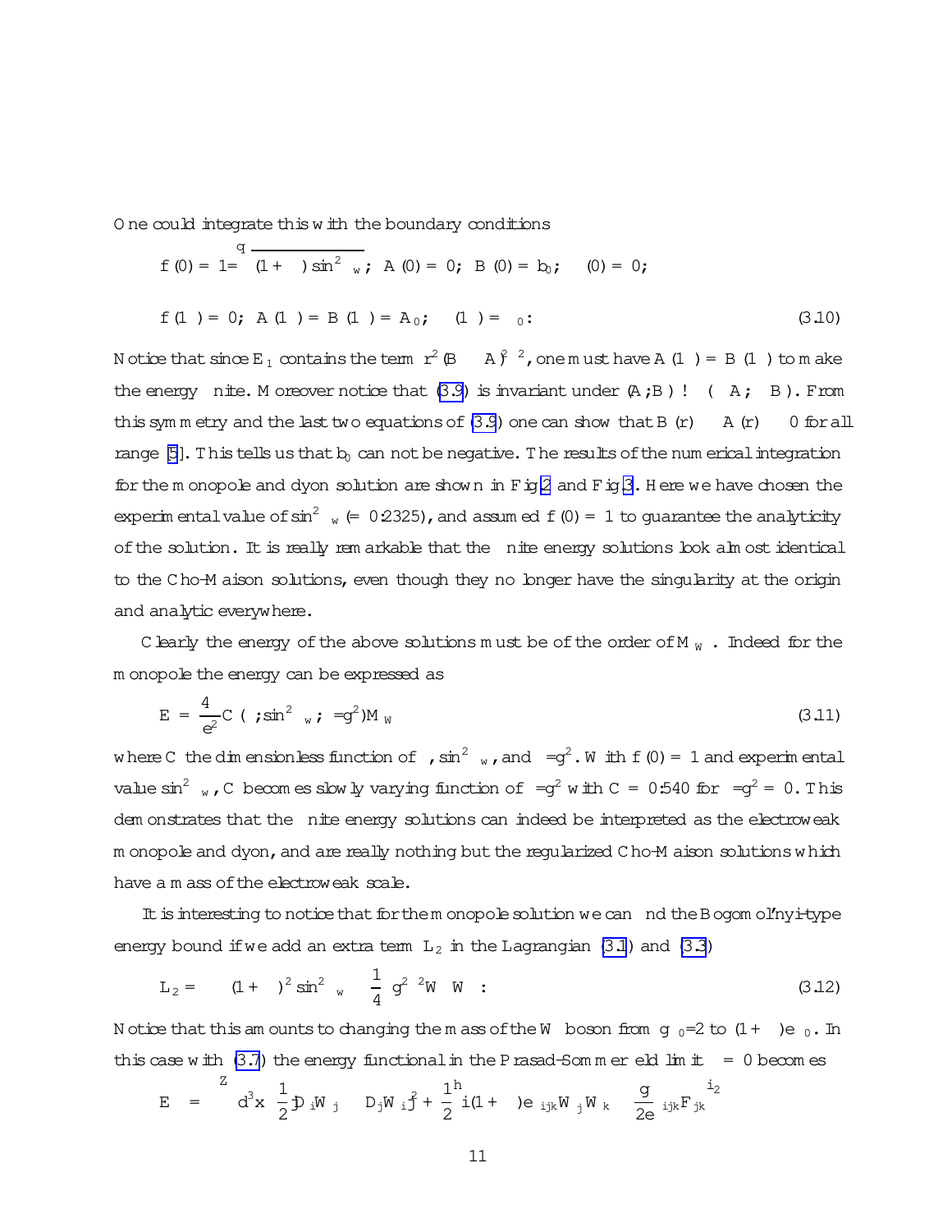One could integrate this with the boundary conditions

$$f(0) = 1/\sqrt{(1+\kappa)\sin^2\theta_w}; \; A(0) = 0; \; B(0) = b_0; \; \rho(0) = 0;$$

$$f(\infty) = 0; \; A(\infty) = B(\infty) = A_0; \; \rho(\infty) = \rho_0. \tag{3.10}$$

Notice that since $E_1$ contains the term $r^2(B - A)^2\rho^2$, one must have $A(\infty) = B(\infty)$ to make the energy finite. Moreover notice that (3.9) is invariant under $(A, B) \to (-A, -B)$. From this symmetry and the last two equations of (3.9) one can show that $B(r) - A(r) \geq 0$ for all range [5]. This tells us that $b_0$ can not be negative. The results of the numerical integration for the monopole and dyon solution are shown in Fig.2 and Fig.3. Here we have chosen the experimental value of $\sin^2\theta_w$ $(= 0.2325)$, and assumed $f(0) = 1$ to guarantee the analyticity of the solution. It is really remarkable that the finite energy solutions look almost identical to the Cho-Maison solutions, even though they no longer have the singularity at the origin and analytic everywhere.

Clearly the energy of the above solutions must be of the order of $M_W$. Indeed for the monopole the energy can be expressed as

$$E = \frac{4\pi}{e^2} C(\kappa, \sin^2\theta_w, \lambda/g^2) M_W \tag{3.11}$$

where $C$ the dimensionless function of $\kappa$, $\sin^2\theta_w$, and $\lambda/g^2$. With $f(0) = 1$ and experimental value $\sin^2\theta_w$, $C$ becomes slowly varying function of $\lambda/g^2$ with $C = 0.540$ for $\lambda/g^2 = 0$. This demonstrates that the finite energy solutions can indeed be interpreted as the electroweak monopole and dyon, and are really nothing but the regularized Cho-Maison solutions which have a mass of the electroweak scale.

It is interesting to notice that for the monopole solution we can find the Bogomol'nyi-type energy bound if we add an extra term $L_2$ in the Lagrangian (3.1) and (3.3)

$$L_2 = -\left((1+\kappa)^2\sin^2\theta_w - \frac{1}{4}\right) g^2\rho^2 W_\mu^* W_\mu . \tag{3.12}$$

Notice that this amounts to changing the mass of the $W$ boson from $g\rho_0/2$ to $(1+\kappa)e\rho_0$. In this case with (3.7) the energy functional in the Prasad-Sommerfeld limit $\lambda = 0$ becomes

$$E = \int d^3x \, \frac{1}{2}|D_i W_j - D_j W_i|^2 + \frac{1}{2}\Big[i(1+\kappa)e\,\epsilon_{ijk} W_j^* W_k - \frac{g}{2e}\epsilon_{ijk} F_{jk}\Big]^2$$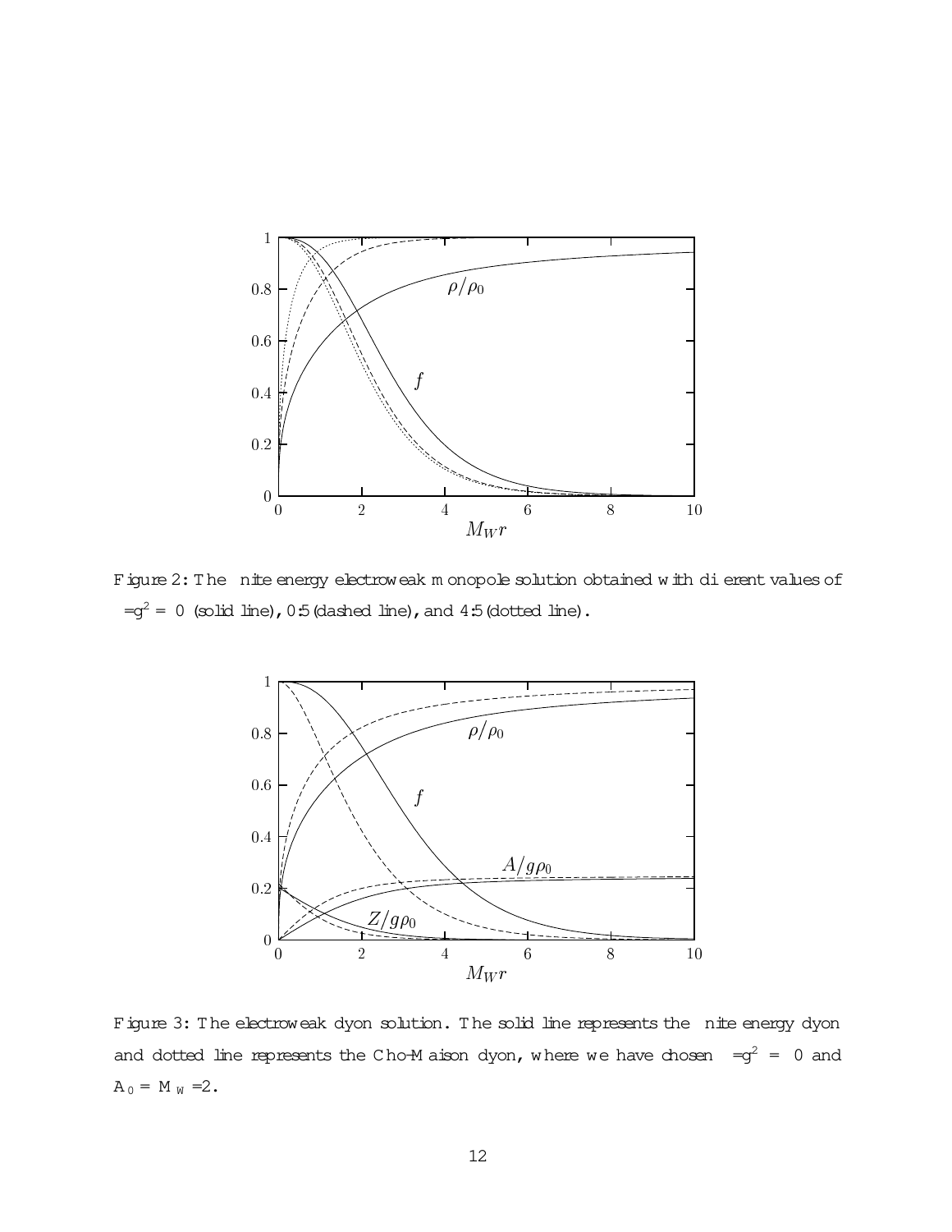Figure 2: The finite energy electroweak monopole solution obtained with different values of $\lambda/g^2 = 0$ (solid line), 0.5 (dashed line), and 4.5 (dotted line).

Figure 3: The electroweak dyon solution. The solid line represents the finite energy dyon and dotted line represents the Cho-Maison dyon, where we have chosen $\lambda/g^2 = 0$ and $A_0 = M_W/2$.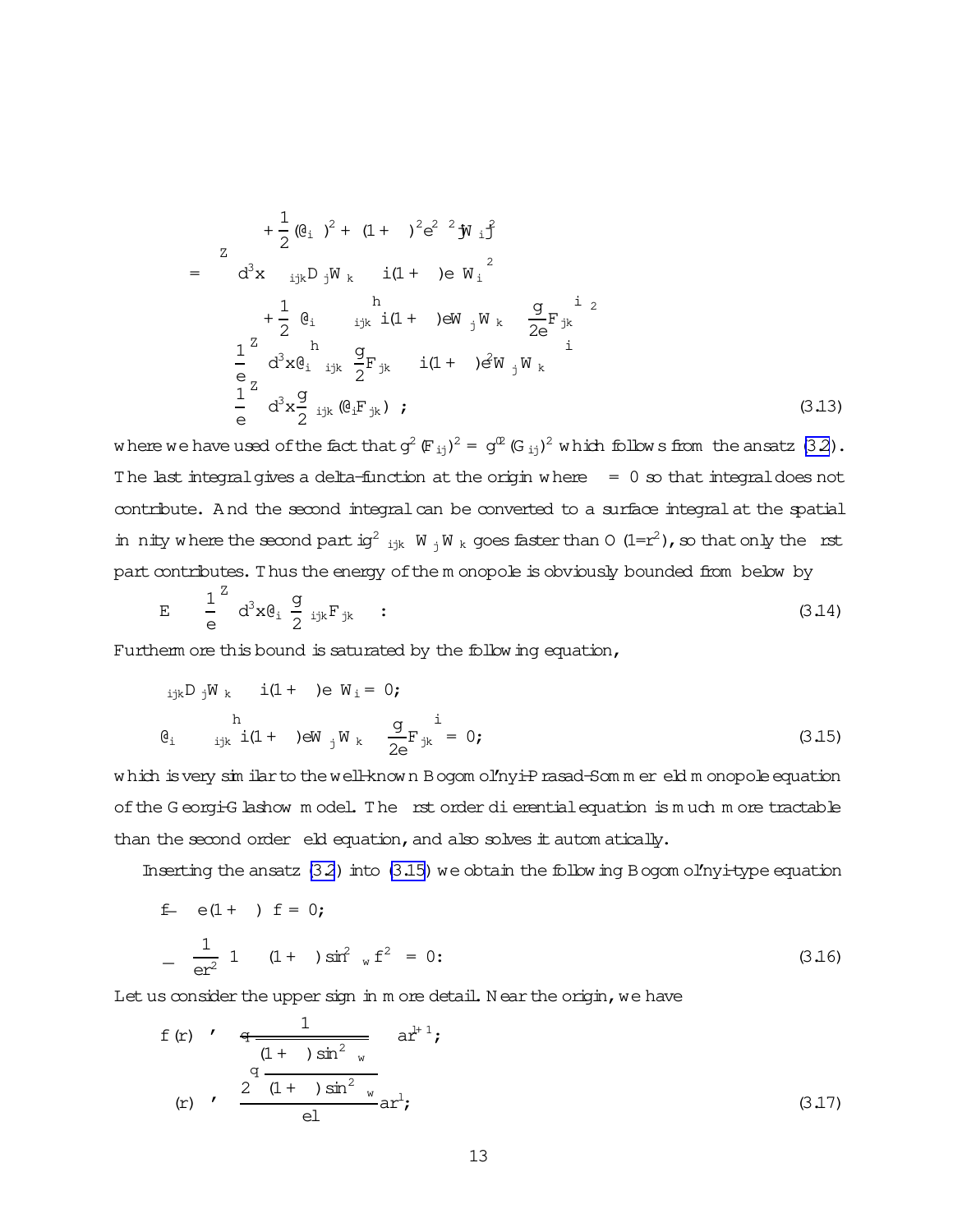$$
\begin{aligned}
&\qquad + \frac{1}{2}(\partial_i \rho)^2 + (1+\lambda)^2 e^2 \rho^2 |W_i|^2 \\
&= \int d^3x \, \Big| \epsilon_{ijk} D_j W_k \mp i(1+\lambda) e\rho W_i \Big|^2 \\
&\qquad + \frac{1}{2}\Big\{ \partial_i \rho \mp \epsilon_{ijk} \Big[ i(1+\lambda) e W^*_j W_k - \frac{g}{2e} F_{jk} \Big] \Big\}^2 \\
&\quad \mp \frac{1}{e} \int d^3x \, \partial_i \Big\{ \epsilon_{ijk} \rho \Big[ \frac{g}{2} F_{jk} - i(1+\lambda) e^2 W^*_j W_k \Big] \Big\} \\
&\quad \pm \frac{1}{e} \int d^3x \frac{g}{2} \epsilon_{ijk} \rho (\partial_i F_{jk}) \; ;
\end{aligned}
\tag{3.13}
$$

where we have used of the fact that $g^2 (F_{ij})^2 = g'^2 (G_{ij})^2$ which follows from the ansatz (3.2). The last integral gives a delta-function at the origin where $\rho = 0$ so that integral does not contribute. And the second integral can be converted to a surface integral at the spatial infinity where the second part $ig^2 \epsilon_{ijk} \rho W^*_j W_k$ goes faster than $O(1/r^2)$, so that only the first part contributes. Thus the energy of the monopole is obviously bounded from below by

$$
E \geq \frac{1}{e} \int d^3x \, \partial_i \Big( \frac{g}{2} \epsilon_{ijk} \rho F_{jk} \Big) \; . \tag{3.14}
$$

Furthermore this bound is saturated by the following equation,

$$
\begin{aligned}
&\epsilon_{ijk} D_j W_k \mp i(1+\lambda) e \rho W_i = 0; \\
&\partial_i \rho \mp \epsilon_{ijk} \Big[ i(1+\lambda) e W^*_j W_k - \frac{g}{2e} F_{jk} \Big] = 0;
\end{aligned}
\tag{3.15}
$$

which is very similar to the well-known Bogomol'nyi-Prasad-Sommerfield monopole equation of the Georgi-Glashow model. The first order differential equation is much more tractable than the second order field equation, and also solves it automatically.

Inserting the ansatz (3.2) into (3.15) we obtain the following Bogomol'nyi-type equation

$$
\begin{aligned}
&\dot{f} \pm e(1+\lambda) \rho f = 0; \\
&\dot{\rho} \pm \frac{1}{er^2} \Big[ 1 - (1+\lambda) \sin^2\theta_w f^2 \Big] = 0 .
\end{aligned}
\tag{3.16}
$$

Let us consider the upper sign in more detail. Near the origin, we have

$$
\begin{aligned}
f(r) &\simeq \frac{1}{\sqrt{(1+\lambda)\sin^2\theta_w}} - a r^{l+1}; \\
\rho(r) &\simeq \frac{2\sqrt{(1+\lambda)\sin^2\theta_w}}{el} a r^l;
\end{aligned}
\tag{3.17}
$$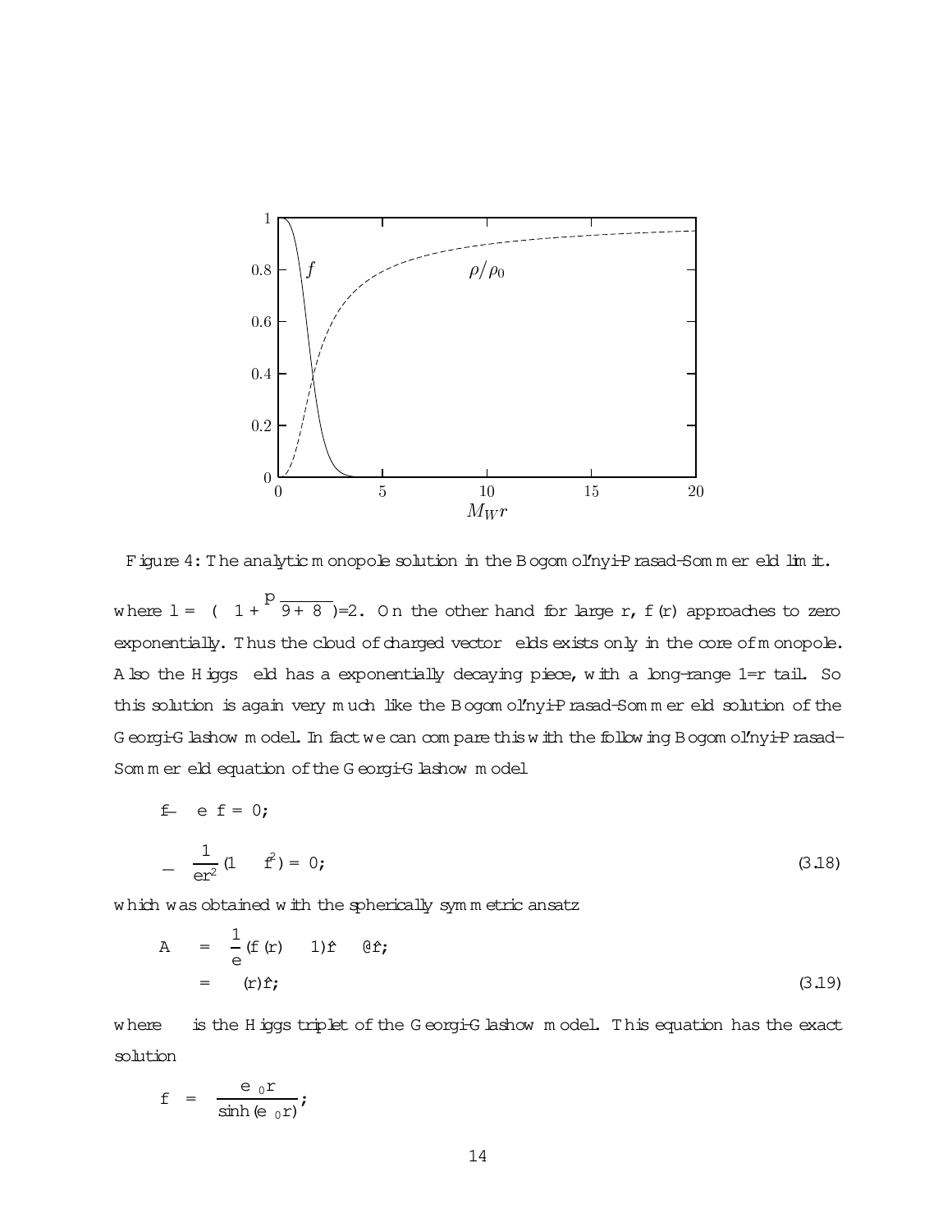Figure 4: The analytic monopole solution in the Bogomol'nyi-Prasad-Sommerfield limit.

where $l = (-1+\sqrt{9+8\lambda})/2$. On the other hand for large $r$, $f(r)$ approaches to zero exponentially. Thus the cloud of charged vector fields exists only in the core of monopole. Also the Higgs field has a exponentially decaying piece, with a long-range $1/r$ tail. So this solution is again very much like the Bogomol'nyi-Prasad-Sommerfield solution of the Georgi-Glashow model. In fact we can compare this with the following Bogomol'nyi-Prasad-Sommerfield equation of the Georgi-Glashow model

$$
\begin{aligned}
&\dot{f} - e\phi f = 0, \\
&\dot{\phi} - \frac{1}{er^2}(1 - f^2) = 0,
\end{aligned}
\tag{3.18}
$$

which was obtained with the spherically symmetric ansatz

$$
\begin{aligned}
\vec{A}_\mu &= \frac{1}{e}(f(r) - 1)\hat{r} \times \partial_\mu \hat{r}, \\
\vec{\Phi} &= \phi(r)\hat{r},
\end{aligned}
\tag{3.19}
$$

where $\vec{\Phi}$ is the Higgs triplet of the Georgi-Glashow model. This equation has the exact solution

$$
f = \frac{e\phi_0 r}{\sinh(e\phi_0 r)},
$$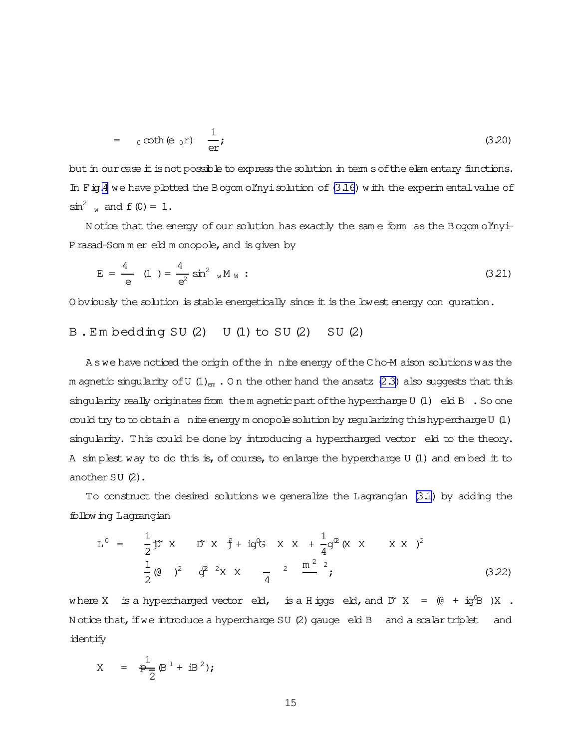$$= \phi_0 \coth(e\phi_0 r) - \frac{1}{er}; \tag{3.20}$$

but in our case it is not possible to express the solution in terms of the elementary functions. In Fig.4 we have plotted the Bogomol'nyi solution of (3.16) with the experimental value of $\sin^2\theta_w$ and $f(0) = 1$.

Notice that the energy of our solution has exactly the same form as the Bogomol'nyi–Prasad-Sommerfield monopole, and is given by

$$E = \frac{4\pi}{e}\phi(1-\ldots) = \frac{4\pi}{e^2}\sin^2\theta_w M_W \;. \tag{3.21}$$

Obviously the solution is stable energetically since it is the lowest energy configuration.

## B. Embedding $SU(2)\times U(1)$ to $SU(2)\times SU(2)$

As we have noticed the origin of the infinite energy of the Cho-Maison solutions was the magnetic singularity of $U(1)_{em}$. On the other hand the ansatz (2.3) also suggests that this singularity really originates from the magnetic part of the hypercharge $U(1)$ field $B_\mu$. So one could try to to obtain a finite energy monopole solution by regularizing this hypercharge $U(1)$ singularity. This could be done by introducing a hypercharged vector field to the theory. A simplest way to do this is, of course, to enlarge the hypercharge $U(1)$ and embed it to another $SU(2)$.

To construct the desired solutions we generalize the Lagrangian (3.1) by adding the following Lagrangian

$$\begin{aligned}
L' = & -\frac{1}{2}|\tilde{D}_\mu X_\nu - \tilde{D}_\nu X_\mu|^2 + ig'G_{\mu\nu}X_\mu^* X_\nu + \frac{1}{4}g'^2(X_\mu^* X_\nu - X_\nu^* X_\mu)^2 \\
& -\frac{1}{2}(\partial_\mu\sigma)^2 - g'^2\sigma^2 X_\mu^* X_\mu - \frac{\kappa}{4}\left(\sigma^2 - \frac{m^2}{\kappa}\right)^2,
\end{aligned} \tag{3.22}$$

where $X_\mu$ is a hypercharged vector field, $\sigma$ is a Higgs field, and $\tilde{D}_\mu X_\nu = (\partial_\mu + ig'B_\mu)X_\nu$. Notice that, if we introduce a hypercharge $SU(2)$ gauge field $\vec{B}_\mu$ and a scalar triplet $\vec{\sigma}$ and identify

$$X_\mu = \frac{1}{\sqrt{2}}(B_\mu^1 + iB_\mu^2);$$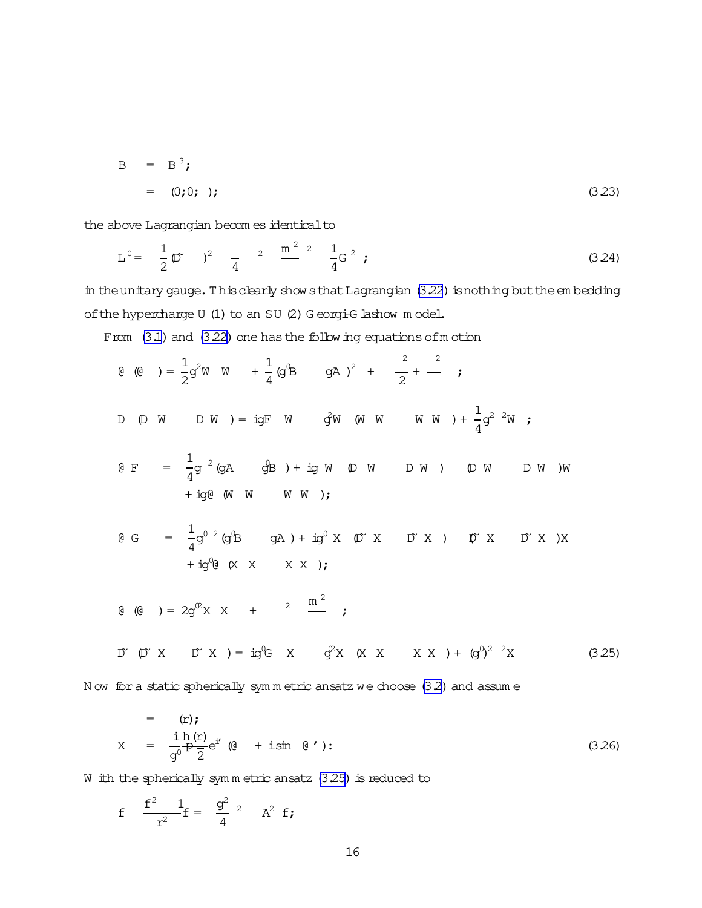$$
\begin{aligned}
B_\mu &= B^3_\mu; \\
\vec{\rho} &= (0, 0, \rho);
\end{aligned}
\tag{3.23}
$$

the above Lagrangian becomes identical to

$$
\mathcal{L}' = -\frac{1}{2}(\tilde{D}_\mu \vec{\rho})^2 - \frac{\lambda}{4}\Big(\vec{\rho}^{\,2} - \frac{m^2}{\lambda}\Big)^2 - \frac{1}{4}\vec{G}_{\mu\nu}^{\,2}, \tag{3.24}
$$

in the unitary gauge. This clearly shows that Lagrangian (3.22) is nothing but the embedding of the hypercharge U(1) to an SU(2) Georgi-Glashow model.

From (3.1) and (3.22) one has the following equations of motion

$$
\begin{aligned}
\partial_\mu(\partial_\mu \rho) &= \frac{1}{2}g^2 W^*_\mu W_\mu \rho + \frac{1}{4}(g' B_\mu - g A_\mu)^2 \rho + \frac{\lambda}{2}\Big(\rho^2 - \frac{\mu^2}{\lambda}\Big)\rho, \\
D_\mu(D_\mu W_\nu - D_\nu W_\mu) &= ig F_{\mu\nu} W_\mu - g^2 W^*_\mu (W_\mu W_\nu - W_\nu W_\mu) + \frac{1}{4} g^2 \rho^2 W_\nu, \\
\partial_\mu F_{\mu\nu} &= \frac{1}{4} g \rho^2 (g A_\nu - g' B_\nu) + ig\big[W^*_\mu (D_\mu W_\nu - D_\nu W_\mu) - (D_\mu W_\nu - D_\nu W_\mu)^* W_\mu\big] \\
&\quad + ig\,\partial_\mu (W^*_\mu W_\nu - W^*_\nu W_\mu), \\
\partial_\mu G_{\mu\nu} &= \frac{1}{4} g' \rho^2 (g' B_\nu - g A_\nu) + ig' \big[X^*_\mu (\tilde{D}_\mu X_\nu - \tilde{D}_\nu X_\mu) - (\tilde{D}_\mu X_\nu - \tilde{D}_\nu X_\mu)^* X_\mu\big] \\
&\quad + ig'\,\partial_\mu (X^*_\mu X_\nu - X^*_\nu X_\mu), \\
\partial_\mu(\partial_\mu \sigma) &= 2 g'^2 X^*_\mu X_\mu \sigma + \lambda\Big(\sigma^2 - \frac{m^2}{\lambda}\Big)\sigma, \\
\tilde{D}_\mu(\tilde{D}_\mu X_\nu - \tilde{D}_\nu X_\mu) &= ig' G_{\mu\nu} X_\mu - g'^2 X^*_\mu (X_\mu X_\nu - X_\nu X_\mu) + (g')^2 \sigma^2 X_\nu
\end{aligned}
\tag{3.25}
$$

Now for a static spherically symmetric ansatz we choose (3.2) and assume

$$
\begin{aligned}
\sigma &= \sigma(r); \\
X_\mu &= \frac{i}{g'}\frac{h(r)}{\sqrt{2}} e^{i\varphi} (\partial_\mu \theta + i \sin\theta\, \partial_\mu \varphi).
\end{aligned}
\tag{3.26}
$$

With the spherically symmetric ansatz (3.25) is reduced to

$$
\ddot{f} - \frac{f^2 - 1}{r^2} f = \Big(\frac{g^2}{4}\rho^2 - A^2\Big) f;
$$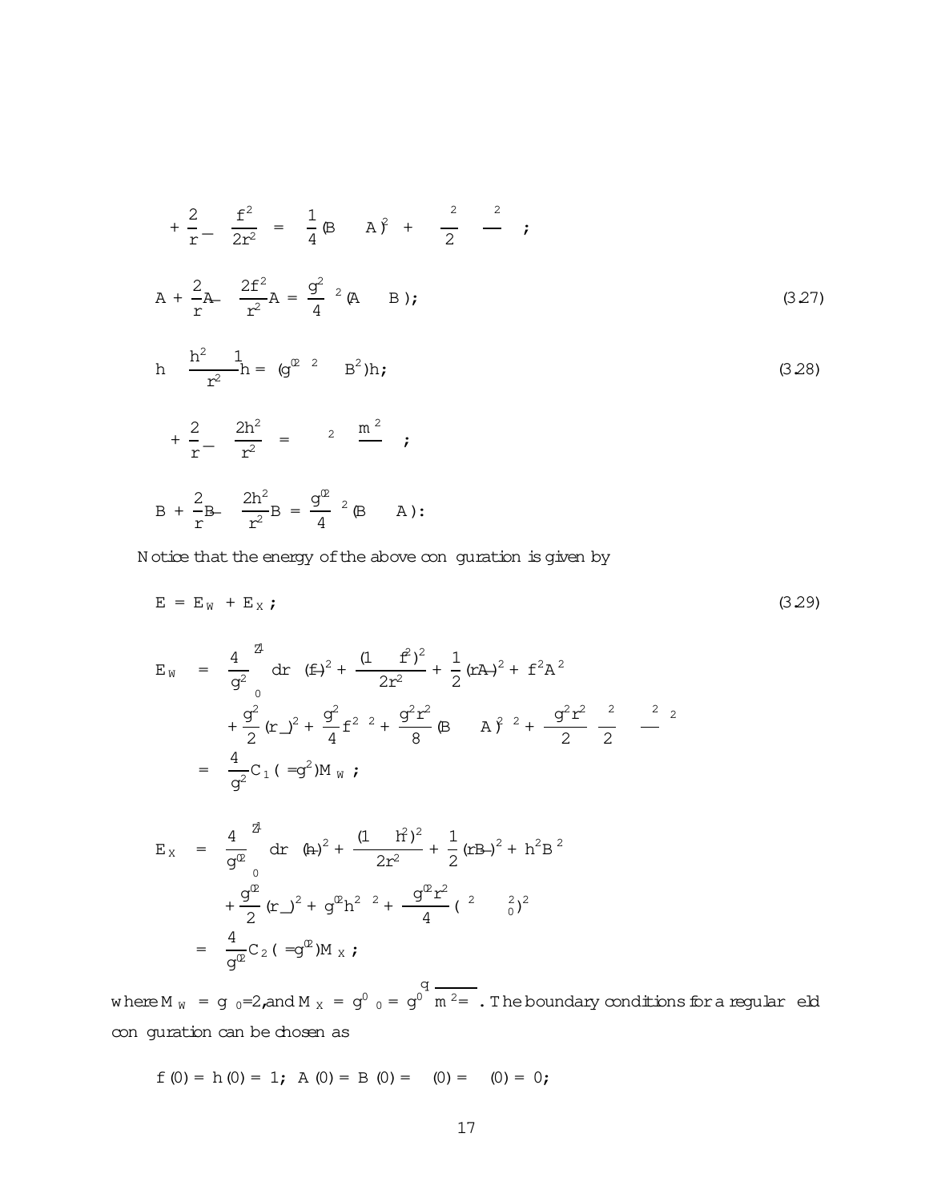$$+\frac{2}{r}\dot{\rho} - \frac{f^2}{2r^2}\rho = \frac{1}{4}(B - A)^2\rho + \frac{\lambda}{2}\left(\rho^2 - \frac{\mu^2}{\lambda}\right)\rho;$$

$$\ddot{A} + \frac{2}{r}\dot{A} - \frac{2f^2}{r^2}A = \frac{g^2}{4}\rho^2(A - B); \tag{3.27}$$

$$\ddot{h} - \frac{h^2 - 1}{r^2}h = (g'^2\sigma^2 - B^2)h; \tag{3.28}$$

$$\ddot{\sigma} + \frac{2}{r}\dot{\sigma} - \frac{2h^2}{r^2}\sigma = \lambda\left(\sigma^2 - \frac{m^2}{\lambda}\right)\sigma;$$

$$\ddot{B} + \frac{2}{r}\dot{B} - \frac{2h^2}{r^2}B = \frac{g'^2}{4}\sigma^2(B - A):$$

Notice that the energy of the above configuration is given by

$$E = E_W + E_X; \tag{3.29}$$

$$\begin{aligned}
E_W &= \frac{4\pi}{g^2}\int_0^\infty dr\,\Big\{(\dot{f})^2 + \frac{(1 - f^2)^2}{2r^2} + \frac{1}{2}(r\dot{A})^2 + f^2A^2 \\
&\quad + \frac{g^2}{2}(r\dot{\rho})^2 + \frac{g^2}{4}f^2\rho^2 + \frac{g^2r^2}{8}(B - A)^2\rho^2 + \frac{g^2r^2}{2}\frac{\lambda}{2}\left(\rho^2 - \frac{\mu^2}{\lambda}\right)^2\Big\} \\
&= \frac{4\pi}{g^2}C_1(\lambda/g^2)M_W;
\end{aligned}$$

$$\begin{aligned}
E_X &= \frac{4\pi}{g'^2}\int_0^\infty dr\,\Big\{(\dot{h})^2 + \frac{(1 - h^2)^2}{2r^2} + \frac{1}{2}(r\dot{B})^2 + h^2B^2 \\
&\quad + \frac{g'^2}{2}(r\dot{\sigma})^2 + g'^2h^2\sigma^2 + \frac{g'^2r^2}{4}(\sigma^2 - \sigma_0^2)^2\Big\} \\
&= \frac{4\pi}{g'^2}C_2(\lambda/g'^2)M_X;
\end{aligned}$$

where $M_W = g\rho_0/2$, and $M_X = g'\sigma_0 = g'\sqrt{m^2/\lambda}$. The boundary conditions for a regular field configuration can be chosen as

$$f(0) = h(0) = 1;\ A(0) = B(0) = \rho(0) = \sigma(0) = 0;$$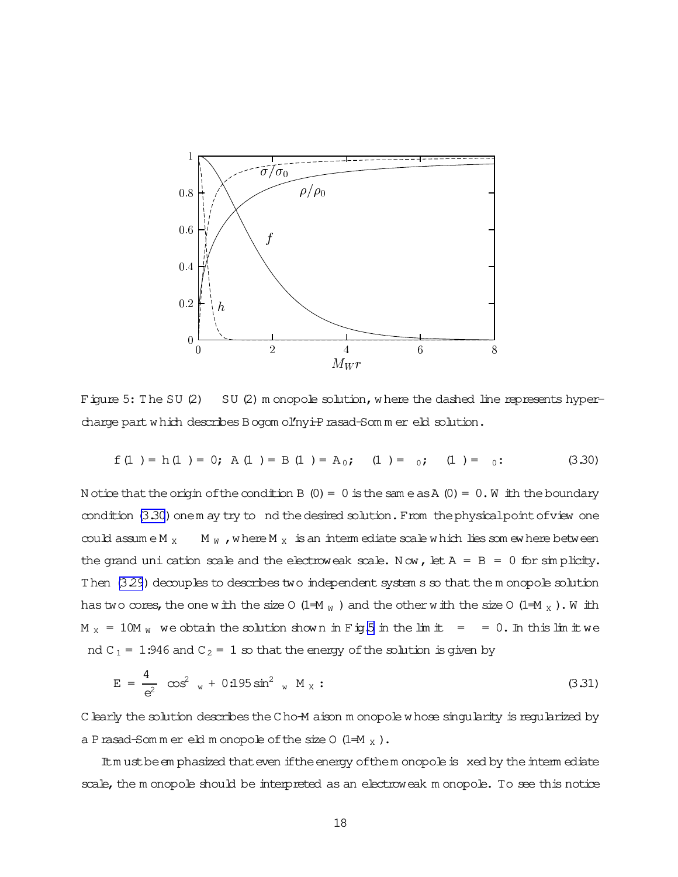Figure 5: The $SU(2) \times SU(2)$ monopole solution, where the dashed line represents hypercharge part which describes Bogomol'nyi-Prasad-Sommerfield solution.

$$
f(\infty) = h(\infty) = 0; \quad A(\infty) = B(\infty) = A_0; \quad \rho(\infty) = \rho_0; \quad \sigma(\infty) = \sigma_0 : \tag{3.30}
$$

Notice that the origin of the condition $B(0) = 0$ is the same as $A(0) = 0$. With the boundary condition (3.30) one may try to find the desired solution. From the physical point of view one could assume $M_X \gg M_W$, where $M_X$ is an intermediate scale which lies somewhere between the grand unification scale and the electroweak scale. Now, let $A = B = 0$ for simplicity. Then (3.29) decouples to describes two independent systems so that the monopole solution has two cores, the one with the size $O(1/M_W)$ and the other with the size $O(1/M_X)$. With $M_X = 10 M_W$ we obtain the solution shown in Fig.5 in the limit $\lambda = \kappa = 0$. In this limit we find $C_1 = 1.946$ and $C_2 = 1$ so that the energy of the solution is given by

$$
E = \frac{4\pi}{e^2}\left(\cos^2\theta_w + 0.195\sin^2\theta_w\right) M_X : \tag{3.31}
$$

Clearly the solution describes the Cho-Maison monopole whose singularity is regularized by a Prasad-Sommerfield monopole of the size $O(1/M_X)$.

It must be emphasized that even if the energy of the monopole is fixed by the intermediate scale, the monopole should be interpreted as an electroweak monopole. To see this notice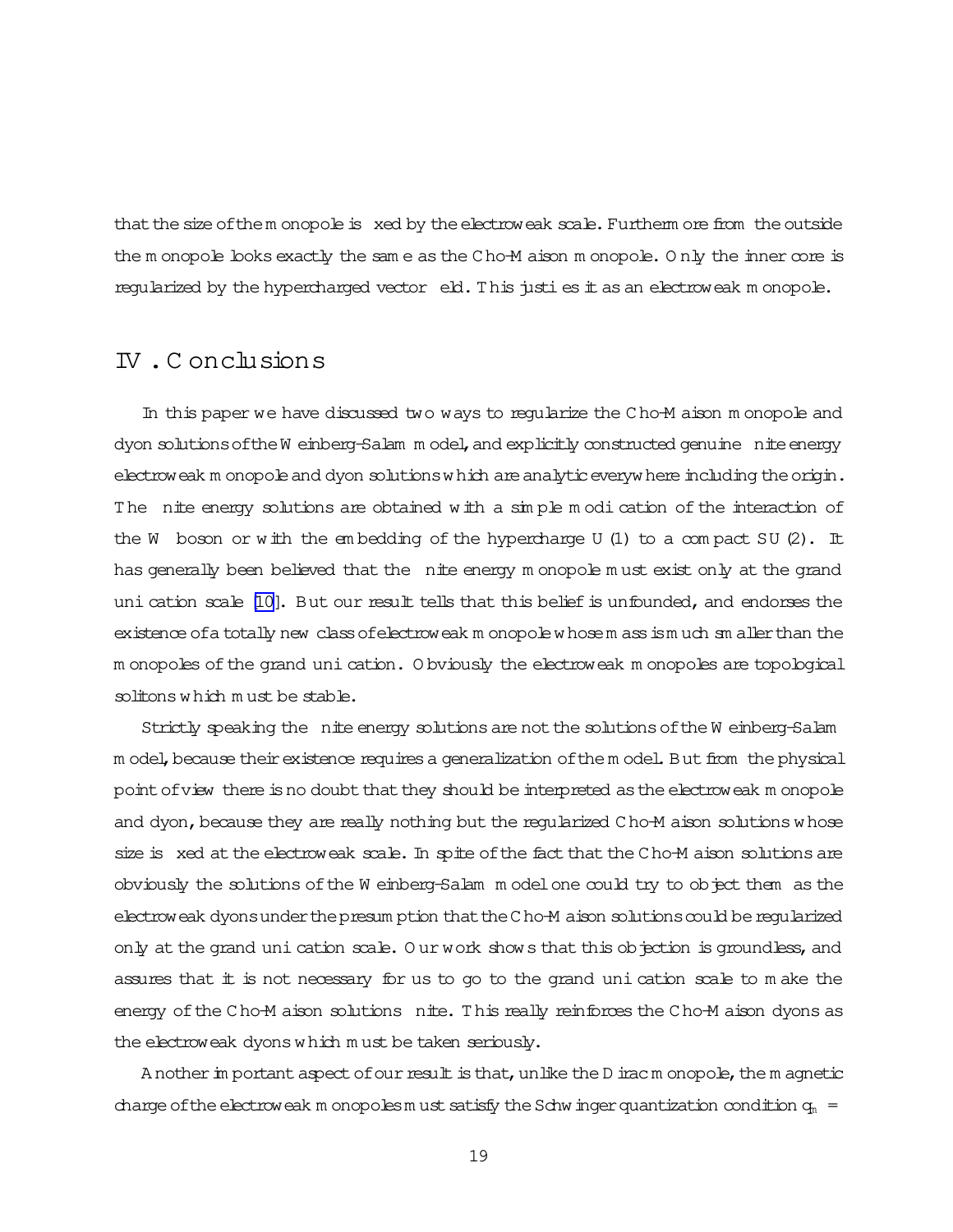that the size of the monopole is fixed by the electroweak scale. Furthermore from the outside the monopole looks exactly the same as the Cho-Maison monopole. Only the inner core is regularized by the hypercharged vector field. This justifies it as an electroweak monopole.

## IV. Conclusions

In this paper we have discussed two ways to regularize the Cho-Maison monopole and dyon solutions of the Weinberg-Salam model, and explicitly constructed genuine finite energy electroweak monopole and dyon solutions which are analytic everywhere including the origin. The finite energy solutions are obtained with a simple modification of the interaction of the W boson or with the embedding of the hypercharge U(1) to a compact SU(2). It has generally been believed that the finite energy monopole must exist only at the grand unification scale [10]. But our result tells that this belief is unfounded, and endorses the existence of a totally new class of electroweak monopole whose mass is much smaller than the monopoles of the grand unification. Obviously the electroweak monopoles are topological solitons which must be stable.

Strictly speaking the finite energy solutions are not the solutions of the Weinberg-Salam model, because their existence requires a generalization of the model. But from the physical point of view there is no doubt that they should be interpreted as the electroweak monopole and dyon, because they are really nothing but the regularized Cho-Maison solutions whose size is fixed at the electroweak scale. In spite of the fact that the Cho-Maison solutions are obviously the solutions of the Weinberg-Salam model one could try to object them as the electroweak dyons under the presumption that the Cho-Maison solutions could be regularized only at the grand unification scale. Our work shows that this objection is groundless, and assures that it is not necessary for us to go to the grand unification scale to make the energy of the Cho-Maison solutions finite. This really reinforces the Cho-Maison dyons as the electroweak dyons which must be taken seriously.

Another important aspect of our result is that, unlike the Dirac monopole, the magnetic charge of the electroweak monopoles must satisfy the Schwinger quantization condition $q_m =$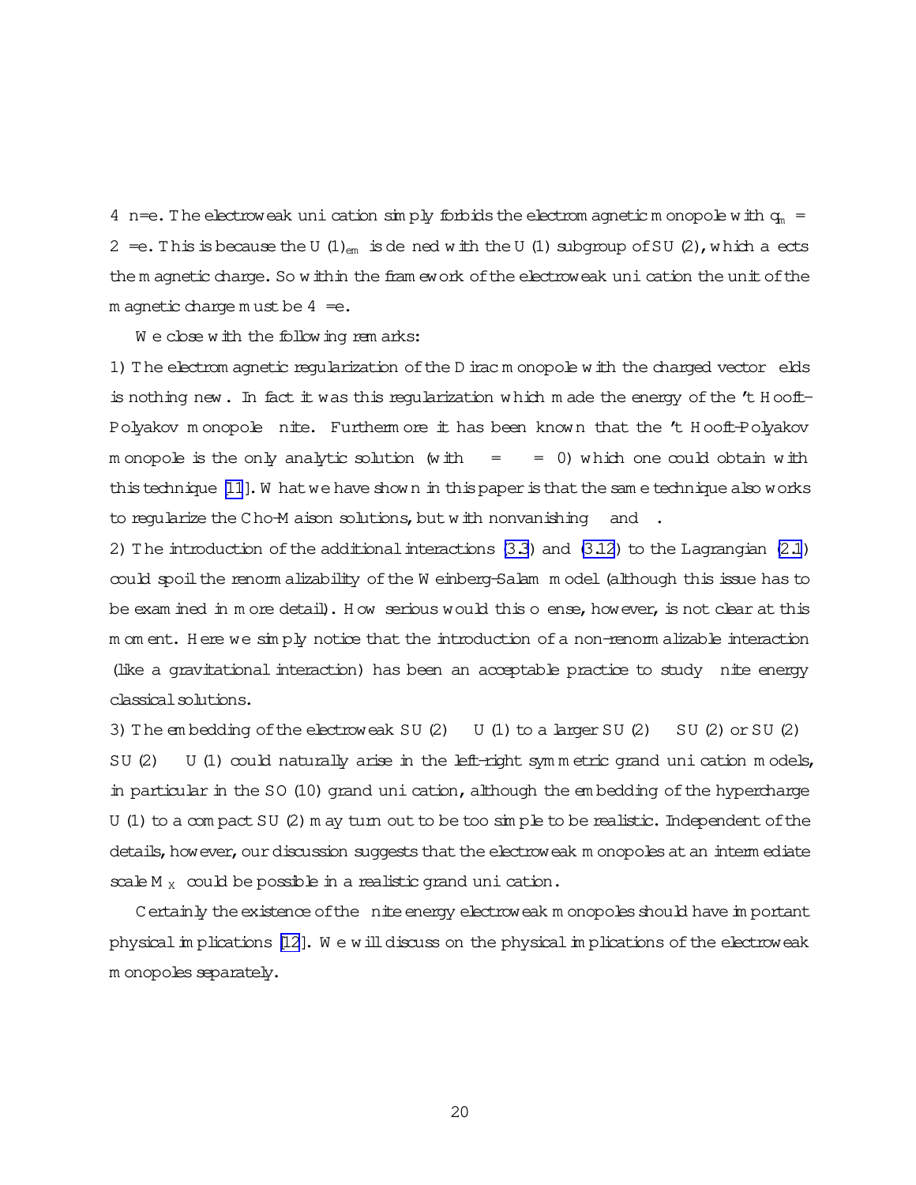$4\pi n/e$. The electroweak unification simply forbids the electromagnetic monopole with $q_m = 2\pi/e$. This is because the $U(1)_{em}$ is defined with the $U(1)$ subgroup of $SU(2)$, which affects the magnetic charge. So within the framework of the electroweak unification the unit of the magnetic charge must be $4\pi/e$.

We close with the following remarks:

1) The electromagnetic regularization of the Dirac monopole with the charged vector fields is nothing new. In fact it was this regularization which made the energy of the 't Hooft-Polyakov monopole finite. Furthermore it has been known that the 't Hooft-Polyakov monopole is the only analytic solution (with $\alpha = \beta = 0$) which one could obtain with this technique [11]. What we have shown in this paper is that the same technique also works to regularize the Cho-Maison solutions, but with nonvanishing $\alpha$ and $\beta$.

2) The introduction of the additional interactions (3.3) and (3.12) to the Lagrangian (2.1) could spoil the renormalizability of the Weinberg-Salam model (although this issue has to be examined in more detail). How serious would this offense, however, is not clear at this moment. Here we simply notice that the introduction of a non-renormalizable interaction (like a gravitational interaction) has been an acceptable practice to study finite energy classical solutions.

3) The embedding of the electroweak $SU(2) \times U(1)$ to a larger $SU(2) \times SU(2)$ or $SU(2) \times SU(2) \times U(1)$ could naturally arise in the left-right symmetric grand unification models, in particular in the $SO(10)$ grand unification, although the embedding of the hypercharge $U(1)$ to a compact $SU(2)$ may turn out to be too simple to be realistic. Independent of the details, however, our discussion suggests that the electroweak monopoles at an intermediate scale $M_X$ could be possible in a realistic grand unification.

Certainly the existence of the finite energy electroweak monopoles should have important physical implications [12]. We will discuss on the physical implications of the electroweak monopoles separately.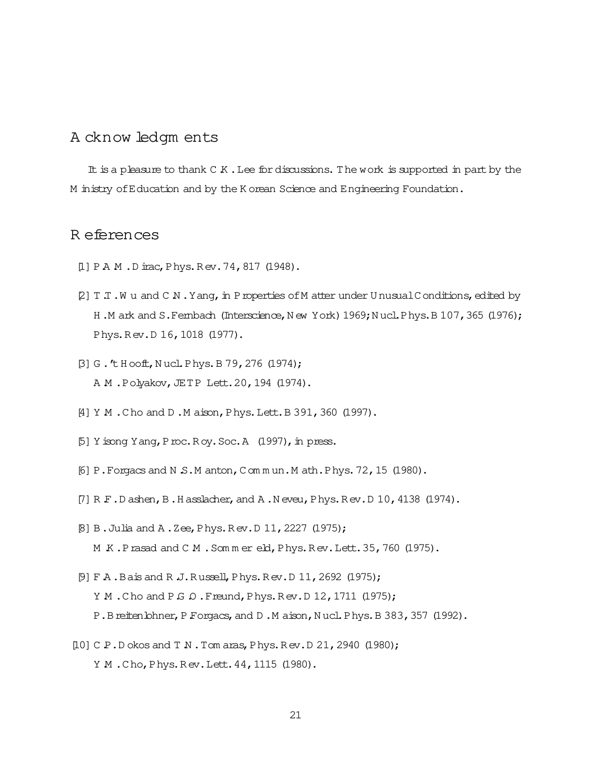## Acknowledgments

It is a pleasure to thank C.K. Lee for discussions. The work is supported in part by the Ministry of Education and by the Korean Science and Engineering Foundation.

## References

[1] P.A.M. Dirac, Phys. Rev. 74, 817 (1948).

[2] T.T. Wu and C.N. Yang, in Properties of Matter under Unusual Conditions, edited by H. Mark and S. Fernbach (Interscience, New York) 1969; Nucl. Phys. B 107, 365 (1976); Phys. Rev. D 16, 1018 (1977).

[3] G. 't Hooft, Nucl. Phys. B 79, 276 (1974); A.M. Polyakov, JETP Lett. 20, 194 (1974).

[4] Y.M. Cho and D. Maison, Phys. Lett. B 391, 360 (1997).

[5] Yisong Yang, Proc. Roy. Soc. A (1997), in press.

[6] P. Forgacs and N.S. Manton, Commun. Math. Phys. 72, 15 (1980).

[7] R.F. Dashen, B. Hasslacher, and A. Neveu, Phys. Rev. D 10, 4138 (1974).

[8] B. Julia and A. Zee, Phys. Rev. D 11, 2227 (1975); M.K. Prasad and C.M. Sommerfeld, Phys. Rev. Lett. 35, 760 (1975).

[9] F.A. Bais and R.J. Russell, Phys. Rev. D 11, 2692 (1975); Y.M. Cho and P.G.O. Freund, Phys. Rev. D 12, 1711 (1975); P. Breitenlohner, P. Forgacs, and D. Maison, Nucl. Phys. B 383, 357 (1992).

[10] C.P. Dokos and T.N. Tomaras, Phys. Rev. D 21, 2940 (1980); Y.M. Cho, Phys. Rev. Lett. 44, 1115 (1980).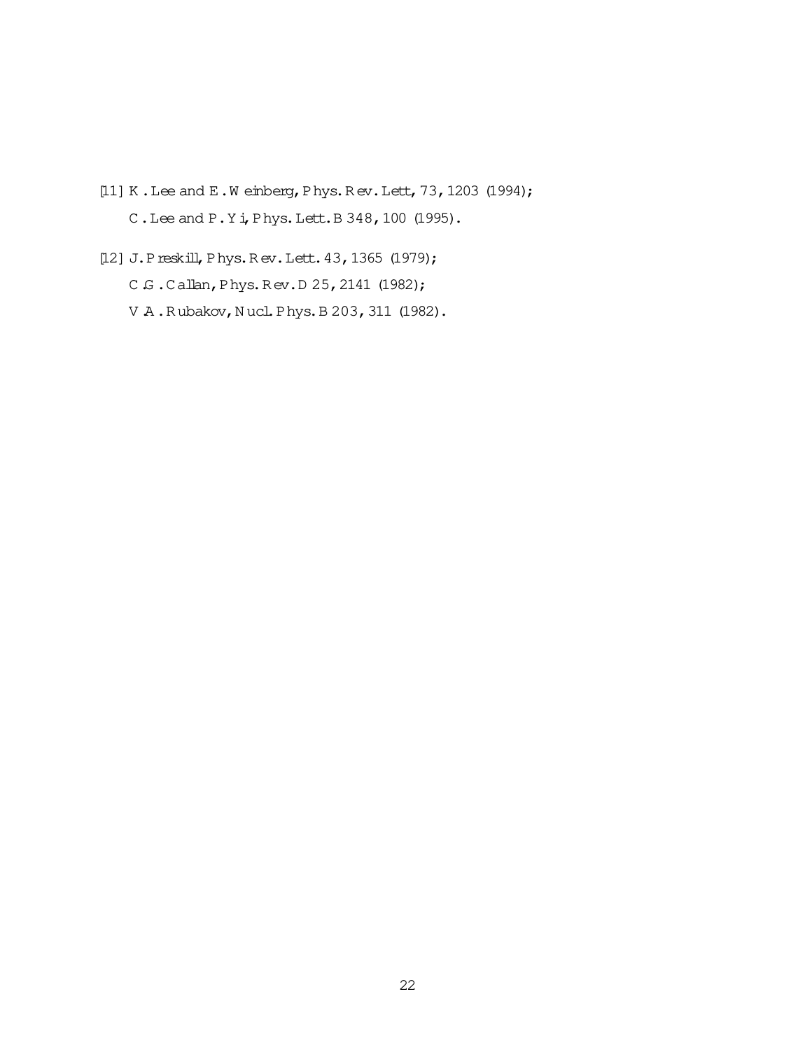[11] K. Lee and E. Weinberg, Phys. Rev. Lett, 73, 1203 (1994);
C. Lee and P. Yi, Phys. Lett. B 348, 100 (1995).

[12] J. Preskill, Phys. Rev. Lett. 43, 1365 (1979);
C.G. Callan, Phys. Rev. D 25, 2141 (1982);
V.A. Rubakov, Nucl. Phys. B 203, 311 (1982).